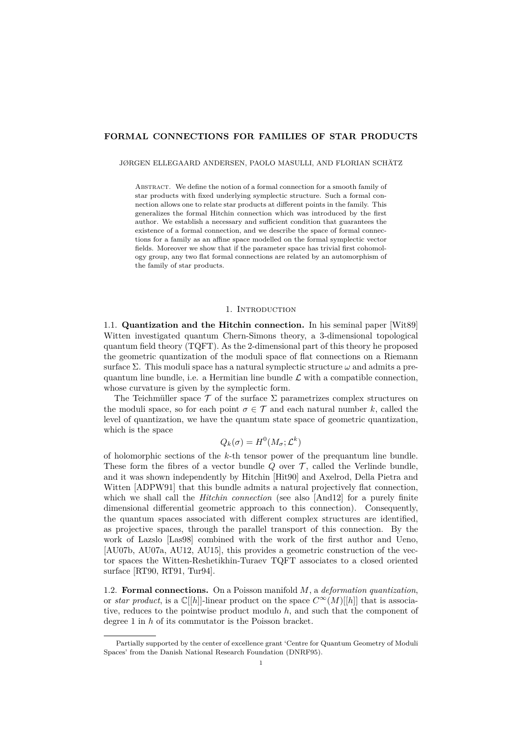# FORMAL CONNECTIONS FOR FAMILIES OF STAR PRODUCTS

JØRGEN ELLEGAARD ANDERSEN, PAOLO MASULLI, AND FLORIAN SCHÄTZ

Abstract. We define the notion of a formal connection for a smooth family of star products with fixed underlying symplectic structure. Such a formal connection allows one to relate star products at different points in the family. This generalizes the formal Hitchin connection which was introduced by the first author. We establish a necessary and sufficient condition that guarantees the existence of a formal connection, and we describe the space of formal connections for a family as an affine space modelled on the formal symplectic vector fields. Moreover we show that if the parameter space has trivial first cohomology group, any two flat formal connections are related by an automorphism of the family of star products.

## 1. Introduction

### 1.1. Quantization and the Hitchin connection.

In his seminal paper [Wit89] Witten investigated quantum Chern-Simons theory, a 3-dimensional topological quantum field theory (TQFT). As the 2-dimensional part of this theory he proposed the geometric quantization of the moduli space of flat connections on a Riemann surface $\Sigma$. This moduli space has a natural symplectic structure $\omega$ and admits a prequantum line bundle, i.e. a Hermitian line bundle $\mathcal{L}$ with a compatible connection, whose curvature is given by the symplectic form.

The Teichmüller space $\mathcal{T}$ of the surface $\Sigma$ parametrizes complex structures on the moduli space, so for each point $\sigma \in \mathcal{T}$ and each natural number $k$, called the level of quantization, we have the quantum state space of geometric quantization, which is the space

$$Q_k(\sigma) = H^0(M_\sigma; \mathcal{L}^k)$$

of holomorphic sections of the $k$-th tensor power of the prequantum line bundle. These form the fibres of a vector bundle $Q$ over $\mathcal{T}$, called the Verlinde bundle, and it was shown independently by Hitchin [Hit90] and Axelrod, Della Pietra and Witten [ADPW91] that this bundle admits a natural projectively flat connection, which we shall call the *Hitchin connection* (see also [And12] for a purely finite dimensional differential geometric approach to this connection). Consequently, the quantum spaces associated with different complex structures are identified, as projective spaces, through the parallel transport of this connection. By the work of Lazslo [Las98] combined with the work of the first author and Ueno, [AU07b, AU07a, AU12, AU15], this provides a geometric construction of the vector spaces the Witten-Reshetikhin-Turaev TQFT associates to a closed oriented surface [RT90, RT91, Tur94].

### 1.2. Formal connections.

On a Poisson manifold $M$, a *deformation quantization*, or *star product*, is a $\mathbb{C}[[h]]$-linear product on the space $C^\infty(M)[[h]]$ that is associative, reduces to the pointwise product modulo $h$, and such that the component of degree 1 in $h$ of its commutator is the Poisson bracket.

Partially supported by the center of excellence grant 'Centre for Quantum Geometry of Moduli Spaces' from the Danish National Research Foundation (DNRF95).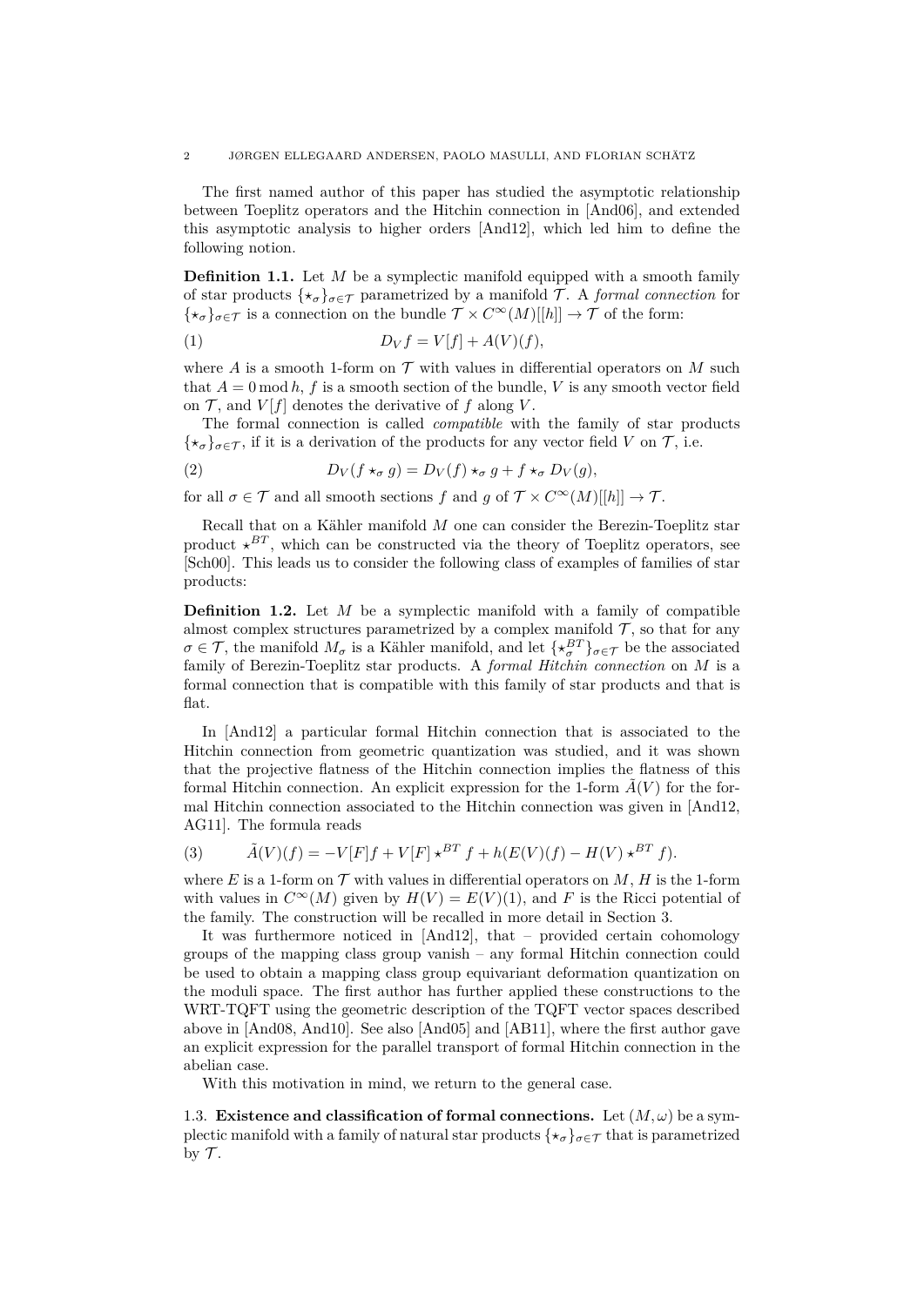The first named author of this paper has studied the asymptotic relationship between Toeplitz operators and the Hitchin connection in [And06], and extended this asymptotic analysis to higher orders [And12], which led him to define the following notion.

**Definition 1.1.** Let $M$ be a symplectic manifold equipped with a smooth family of star products $\{\star_\sigma\}_{\sigma\in\mathcal{T}}$ parametrized by a manifold $\mathcal{T}$. A *formal connection* for $\{\star_\sigma\}_{\sigma\in\mathcal{T}}$ is a connection on the bundle $\mathcal{T}\times C^\infty(M)[[h]]\to\mathcal{T}$ of the form:

$$D_V f = V[f] + A(V)(f), \tag{1}$$

where $A$ is a smooth 1-form on $\mathcal{T}$ with values in differential operators on $M$ such that $A = 0 \mod h$, $f$ is a smooth section of the bundle, $V$ is any smooth vector field on $\mathcal{T}$, and $V[f]$ denotes the derivative of $f$ along $V$.

The formal connection is called *compatible* with the family of star products $\{\star_\sigma\}_{\sigma\in\mathcal{T}}$, if it is a derivation of the products for any vector field $V$ on $\mathcal{T}$, i.e.

$$D_V(f\star_\sigma g) = D_V(f)\star_\sigma g + f\star_\sigma D_V(g), \tag{2}$$

for all $\sigma\in\mathcal{T}$ and all smooth sections $f$ and $g$ of $\mathcal{T}\times C^\infty(M)[[h]]\to\mathcal{T}$.

Recall that on a Kähler manifold $M$ one can consider the Berezin-Toeplitz star product $\star^{BT}$, which can be constructed via the theory of Toeplitz operators, see [Sch00]. This leads us to consider the following class of examples of families of star products:

**Definition 1.2.** Let $M$ be a symplectic manifold with a family of compatible almost complex structures parametrized by a complex manifold $\mathcal{T}$, so that for any $\sigma\in\mathcal{T}$, the manifold $M_\sigma$ is a Kähler manifold, and let $\{\star^{BT}_\sigma\}_{\sigma\in\mathcal{T}}$ be the associated family of Berezin-Toeplitz star products. A *formal Hitchin connection* on $M$ is a formal connection that is compatible with this family of star products and that is flat.

In [And12] a particular formal Hitchin connection that is associated to the Hitchin connection from geometric quantization was studied, and it was shown that the projective flatness of the Hitchin connection implies the flatness of this formal Hitchin connection. An explicit expression for the 1-form $\tilde{A}(V)$ for the formal Hitchin connection associated to the Hitchin connection was given in [And12, AG11]. The formula reads

$$\tilde{A}(V)(f) = -V[F]f + V[F]\star^{BT} f + h(E(V)(f) - H(V)\star^{BT} f). \tag{3}$$

where $E$ is a 1-form on $\mathcal{T}$ with values in differential operators on $M$, $H$ is the 1-form with values in $C^\infty(M)$ given by $H(V) = E(V)(1)$, and $F$ is the Ricci potential of the family. The construction will be recalled in more detail in Section 3.

It was furthermore noticed in [And12], that – provided certain cohomology groups of the mapping class group vanish – any formal Hitchin connection could be used to obtain a mapping class group equivariant deformation quantization on the moduli space. The first author has further applied these constructions to the WRT-TQFT using the geometric description of the TQFT vector spaces described above in [And08, And10]. See also [And05] and [AB11], where the first author gave an explicit expression for the parallel transport of formal Hitchin connection in the abelian case.

With this motivation in mind, we return to the general case.

### 1.3. Existence and classification of formal connections.

Let $(M,\omega)$ be a symplectic manifold with a family of natural star products $\{\star_\sigma\}_{\sigma\in\mathcal{T}}$ that is parametrized by $\mathcal{T}$.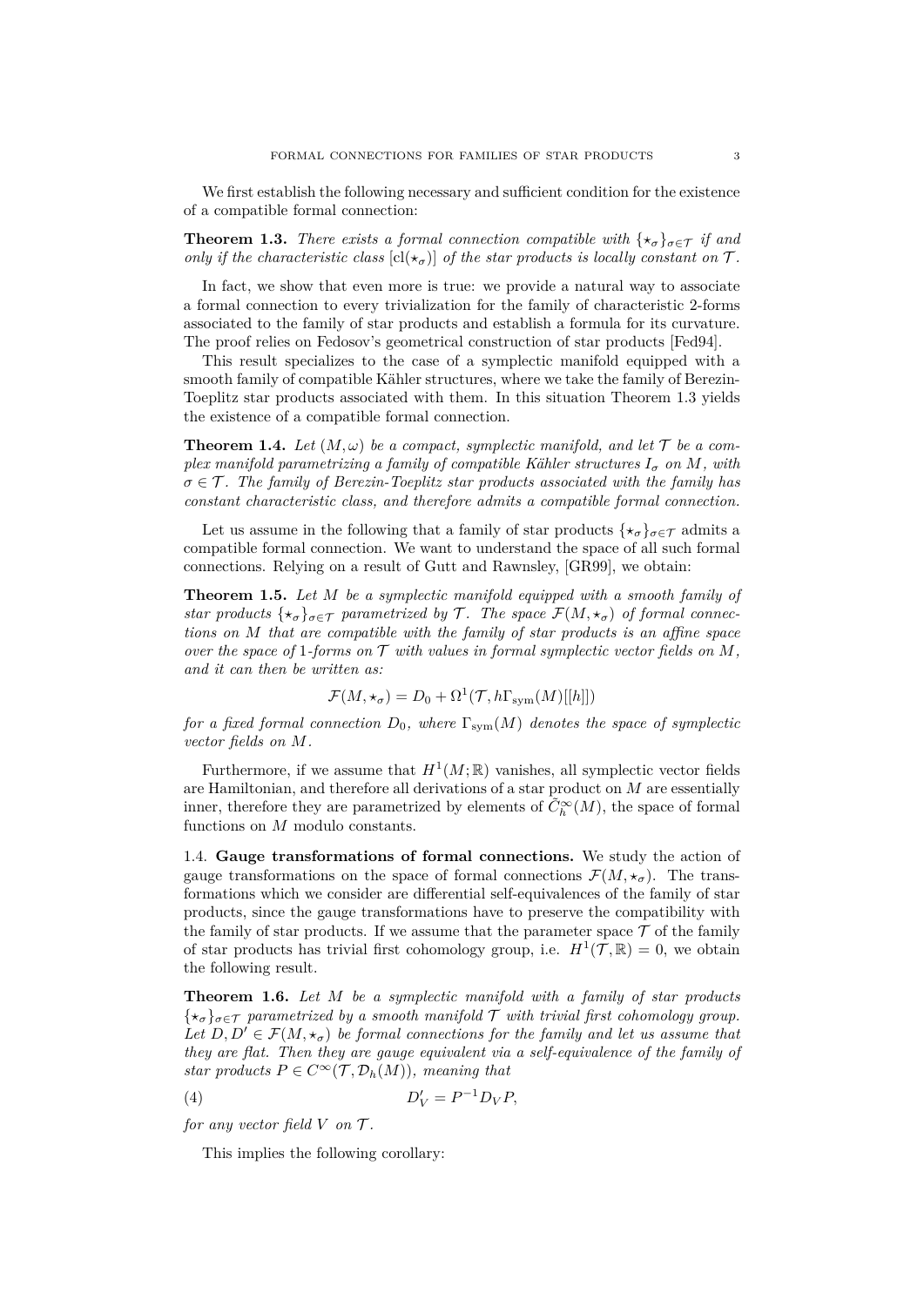We first establish the following necessary and sufficient condition for the existence of a compatible formal connection:

**Theorem 1.3.** *There exists a formal connection compatible with $\{\star_\sigma\}_{\sigma\in\mathcal{T}}$ if and only if the characteristic class $[\mathrm{cl}(\star_\sigma)]$ of the star products is locally constant on $\mathcal{T}$.*

In fact, we show that even more is true: we provide a natural way to associate a formal connection to every trivialization for the family of characteristic 2-forms associated to the family of star products and establish a formula for its curvature. The proof relies on Fedosov's geometrical construction of star products [Fed94].

This result specializes to the case of a symplectic manifold equipped with a smooth family of compatible Kähler structures, where we take the family of Berezin-Toeplitz star products associated with them. In this situation Theorem 1.3 yields the existence of a compatible formal connection.

**Theorem 1.4.** *Let $(M,\omega)$ be a compact, symplectic manifold, and let $\mathcal{T}$ be a complex manifold parametrizing a family of compatible Kähler structures $I_\sigma$ on $M$, with $\sigma\in\mathcal{T}$. The family of Berezin-Toeplitz star products associated with the family has constant characteristic class, and therefore admits a compatible formal connection.*

Let us assume in the following that a family of star products $\{\star_\sigma\}_{\sigma\in\mathcal{T}}$ admits a compatible formal connection. We want to understand the space of all such formal connections. Relying on a result of Gutt and Rawnsley, [GR99], we obtain:

**Theorem 1.5.** *Let $M$ be a symplectic manifold equipped with a smooth family of star products $\{\star_\sigma\}_{\sigma\in\mathcal{T}}$ parametrized by $\mathcal{T}$. The space $\mathcal{F}(M,\star_\sigma)$ of formal connections on $M$ that are compatible with the family of star products is an affine space over the space of 1-forms on $\mathcal{T}$ with values in formal symplectic vector fields on $M$, and it can then be written as:*

$$\mathcal{F}(M,\star_\sigma) = D_0 + \Omega^1(\mathcal{T}, h\Gamma_{\mathrm{sym}}(M)[[h]])$$

*for a fixed formal connection $D_0$, where $\Gamma_{\mathrm{sym}}(M)$ denotes the space of symplectic vector fields on $M$.*

Furthermore, if we assume that $H^1(M;\mathbb{R})$ vanishes, all symplectic vector fields are Hamiltonian, and therefore all derivations of a star product on $M$ are essentially inner, therefore they are parametrized by elements of $\tilde{C}^\infty_h(M)$, the space of formal functions on $M$ modulo constants.

## 1.4. Gauge transformations of formal connections.

We study the action of gauge transformations on the space of formal connections $\mathcal{F}(M,\star_\sigma)$. The transformations which we consider are differential self-equivalences of the family of star products, since the gauge transformations have to preserve the compatibility with the family of star products. If we assume that the parameter space $\mathcal{T}$ of the family of star products has trivial first cohomology group, i.e. $H^1(\mathcal{T},\mathbb{R})=0$, we obtain the following result.

**Theorem 1.6.** *Let $M$ be a symplectic manifold with a family of star products $\{\star_\sigma\}_{\sigma\in\mathcal{T}}$ parametrized by a smooth manifold $\mathcal{T}$ with trivial first cohomology group. Let $D, D'\in\mathcal{F}(M,\star_\sigma)$ be formal connections for the family and let us assume that they are flat. Then they are gauge equivalent via a self-equivalence of the family of star products $P\in C^\infty(\mathcal{T},\mathcal{D}_h(M))$, meaning that*

$$D'_V = P^{-1} D_V P, \tag{4}$$

*for any vector field $V$ on $\mathcal{T}$.*

This implies the following corollary: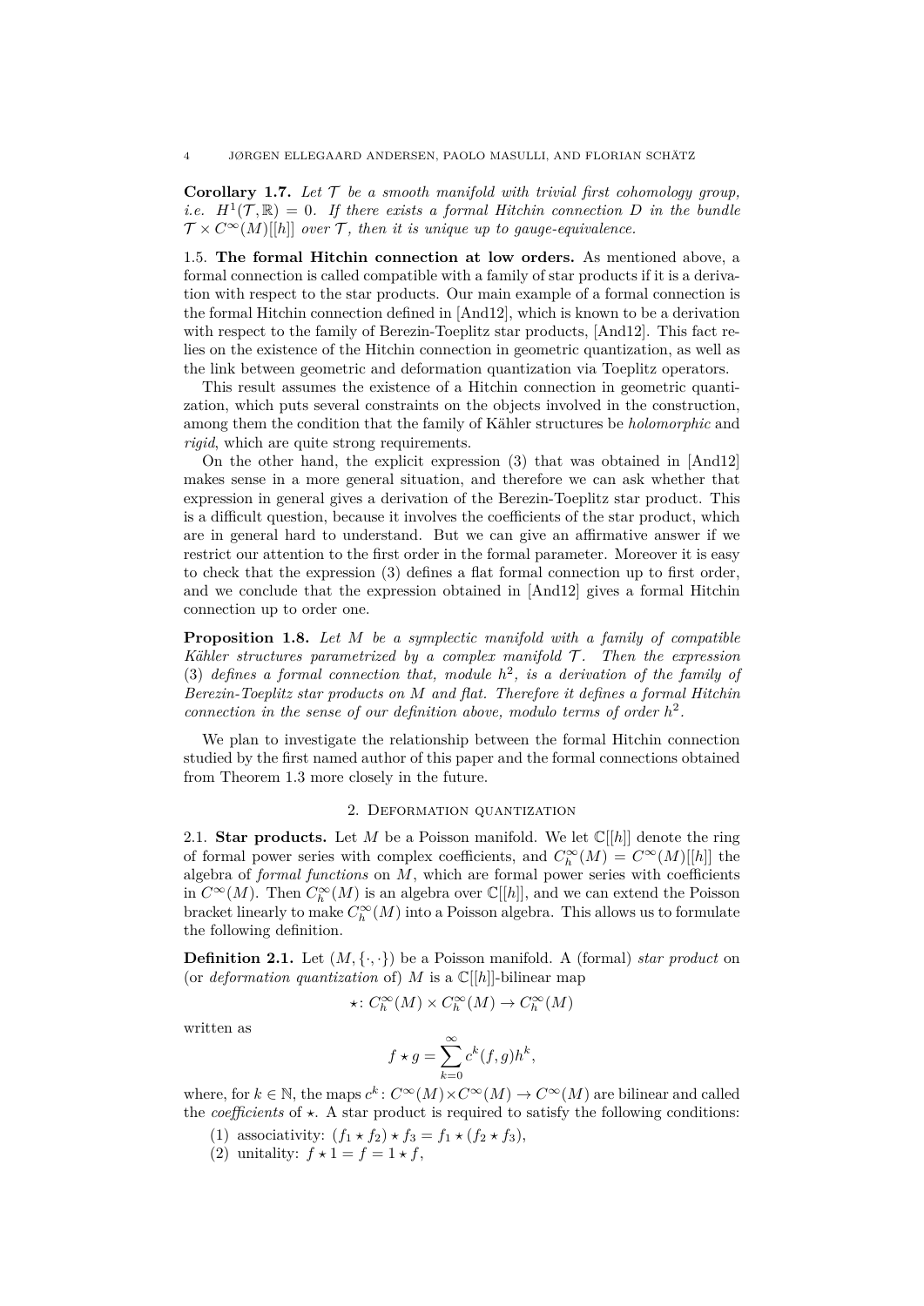**Corollary 1.7.** *Let $\mathcal{T}$ be a smooth manifold with trivial first cohomology group, i.e. $H^1(\mathcal{T}, \mathbb{R}) = 0$. If there exists a formal Hitchin connection $D$ in the bundle $\mathcal{T} \times C^\infty(M)[[h]]$ over $\mathcal{T}$, then it is unique up to gauge-equivalence.*

1.5. **The formal Hitchin connection at low orders.** As mentioned above, a formal connection is called compatible with a family of star products if it is a derivation with respect to the star products. Our main example of a formal connection is the formal Hitchin connection defined in [And12], which is known to be a derivation with respect to the family of Berezin-Toeplitz star products, [And12]. This fact relies on the existence of the Hitchin connection in geometric quantization, as well as the link between geometric and deformation quantization via Toeplitz operators.

This result assumes the existence of a Hitchin connection in geometric quantization, which puts several constraints on the objects involved in the construction, among them the condition that the family of Kähler structures be *holomorphic* and *rigid*, which are quite strong requirements.

On the other hand, the explicit expression (3) that was obtained in [And12] makes sense in a more general situation, and therefore we can ask whether that expression in general gives a derivation of the Berezin-Toeplitz star product. This is a difficult question, because it involves the coefficients of the star product, which are in general hard to understand. But we can give an affirmative answer if we restrict our attention to the first order in the formal parameter. Moreover it is easy to check that the expression (3) defines a flat formal connection up to first order, and we conclude that the expression obtained in [And12] gives a formal Hitchin connection up to order one.

**Proposition 1.8.** *Let $M$ be a symplectic manifold with a family of compatible Kähler structures parametrized by a complex manifold $\mathcal{T}$. Then the expression (3) defines a formal connection that, module $h^2$, is a derivation of the family of Berezin-Toeplitz star products on $M$ and flat. Therefore it defines a formal Hitchin connection in the sense of our definition above, modulo terms of order $h^2$.*

We plan to investigate the relationship between the formal Hitchin connection studied by the first named author of this paper and the formal connections obtained from Theorem 1.3 more closely in the future.

## 2. Deformation quantization

2.1. **Star products.** Let $M$ be a Poisson manifold. We let $\mathbb{C}[[h]]$ denote the ring of formal power series with complex coefficients, and $C_h^\infty(M) = C^\infty(M)[[h]]$ the algebra of *formal functions* on $M$, which are formal power series with coefficients in $C^\infty(M)$. Then $C_h^\infty(M)$ is an algebra over $\mathbb{C}[[h]]$, and we can extend the Poisson bracket linearly to make $C_h^\infty(M)$ into a Poisson algebra. This allows us to formulate the following definition.

**Definition 2.1.** Let $(M, \{\cdot,\cdot\})$ be a Poisson manifold. A (formal) *star product* on (or *deformation quantization* of) $M$ is a $\mathbb{C}[[h]]$-bilinear map

$$\star\colon C_h^\infty(M) \times C_h^\infty(M) \to C_h^\infty(M)$$

written as

$$f \star g = \sum_{k=0}^{\infty} c^k(f,g) h^k,$$

where, for $k \in \mathbb{N}$, the maps $c^k\colon C^\infty(M) \times C^\infty(M) \to C^\infty(M)$ are bilinear and called the *coefficients* of $\star$. A star product is required to satisfy the following conditions:

(1) associativity: $(f_1 \star f_2) \star f_3 = f_1 \star (f_2 \star f_3)$,
(2) unitality: $f \star 1 = f = 1 \star f$,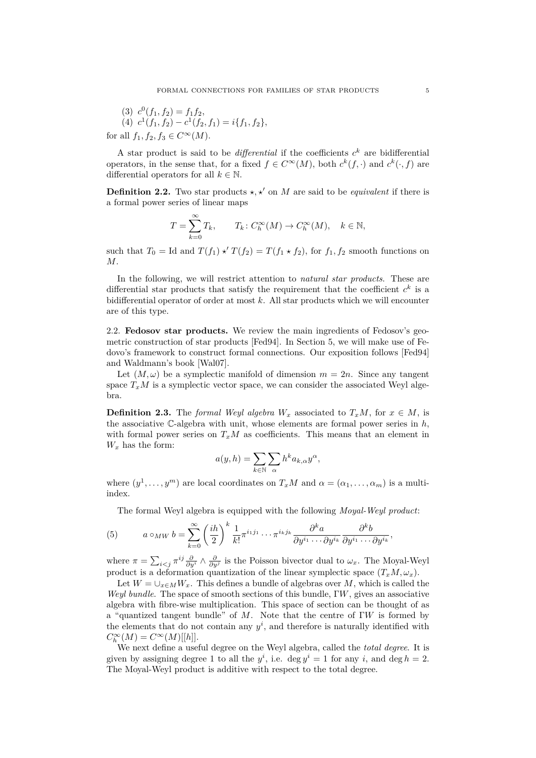(3) $c^0(f_1, f_2) = f_1 f_2$,
(4) $c^1(f_1, f_2) - c^1(f_2, f_1) = i\{f_1, f_2\}$,

for all $f_1, f_2, f_3 \in C^\infty(M)$.

A star product is said to be *differential* if the coefficients $c^k$ are bidifferential operators, in the sense that, for a fixed $f \in C^\infty(M)$, both $c^k(f, \cdot)$ and $c^k(\cdot, f)$ are differential operators for all $k \in \mathbb{N}$.

**Definition 2.2.** Two star products $\star, \star'$ on $M$ are said to be *equivalent* if there is a formal power series of linear maps

$$T = \sum_{k=0}^{\infty} T_k, \qquad T_k \colon C_h^\infty(M) \to C_h^\infty(M), \quad k \in \mathbb{N},$$

such that $T_0 = \mathrm{Id}$ and $T(f_1) \star' T(f_2) = T(f_1 \star f_2)$, for $f_1, f_2$ smooth functions on $M$.

In the following, we will restrict attention to *natural star products*. These are differential star products that satisfy the requirement that the coefficient $c^k$ is a bidifferential operator of order at most $k$. All star products which we will encounter are of this type.

## 2.2. Fedosov star products.

We review the main ingredients of Fedosov's geometric construction of star products [Fed94]. In Section 5, we will make use of Fedovo's framework to construct formal connections. Our exposition follows [Fed94] and Waldmann's book [Wal07].

Let $(M, \omega)$ be a symplectic manifold of dimension $m = 2n$. Since any tangent space $T_x M$ is a symplectic vector space, we can consider the associated Weyl algebra.

**Definition 2.3.** The *formal Weyl algebra* $W_x$ associated to $T_x M$, for $x \in M$, is the associative $\mathbb{C}$-algebra with unit, whose elements are formal power series in $h$, with formal power series on $T_x M$ as coefficients. This means that an element in $W_x$ has the form:

$$a(y, h) = \sum_{k \in \mathbb{N}} \sum_{\alpha} h^k a_{k,\alpha} y^\alpha,$$

where $(y^1, \ldots, y^m)$ are local coordinates on $T_x M$ and $\alpha = (\alpha_1, \ldots, \alpha_m)$ is a multi-index.

The formal Weyl algebra is equipped with the following *Moyal-Weyl product*:

$$a \circ_{MW} b = \sum_{k=0}^{\infty} \left(\frac{ih}{2}\right)^k \frac{1}{k!} \pi^{i_1 j_1} \cdots \pi^{i_k j_k} \frac{\partial^k a}{\partial y^{i_1} \cdots \partial y^{i_k}} \frac{\partial^k b}{\partial y^{i_1} \cdots \partial y^{i_k}}, \tag{5}$$

where $\pi = \sum_{i<j} \pi^{ij} \frac{\partial}{\partial y^i} \wedge \frac{\partial}{\partial y^j}$ is the Poisson bivector dual to $\omega_x$. The Moyal-Weyl product is a deformation quantization of the linear symplectic space $(T_x M, \omega_x)$.

Let $W = \cup_{x \in M} W_x$. This defines a bundle of algebras over $M$, which is called the *Weyl bundle*. The space of smooth sections of this bundle, $\Gamma W$, gives an associative algebra with fibre-wise multiplication. This space of section can be thought of as a "quantized tangent bundle" of $M$. Note that the centre of $\Gamma W$ is formed by the elements that do not contain any $y^i$, and therefore is naturally identified with $C_h^\infty(M) = C^\infty(M)[[h]]$.

We next define a useful degree on the Weyl algebra, called the *total degree*. It is given by assigning degree 1 to all the $y^i$, i.e. $\deg y^i = 1$ for any $i$, and $\deg h = 2$. The Moyal-Weyl product is additive with respect to the total degree.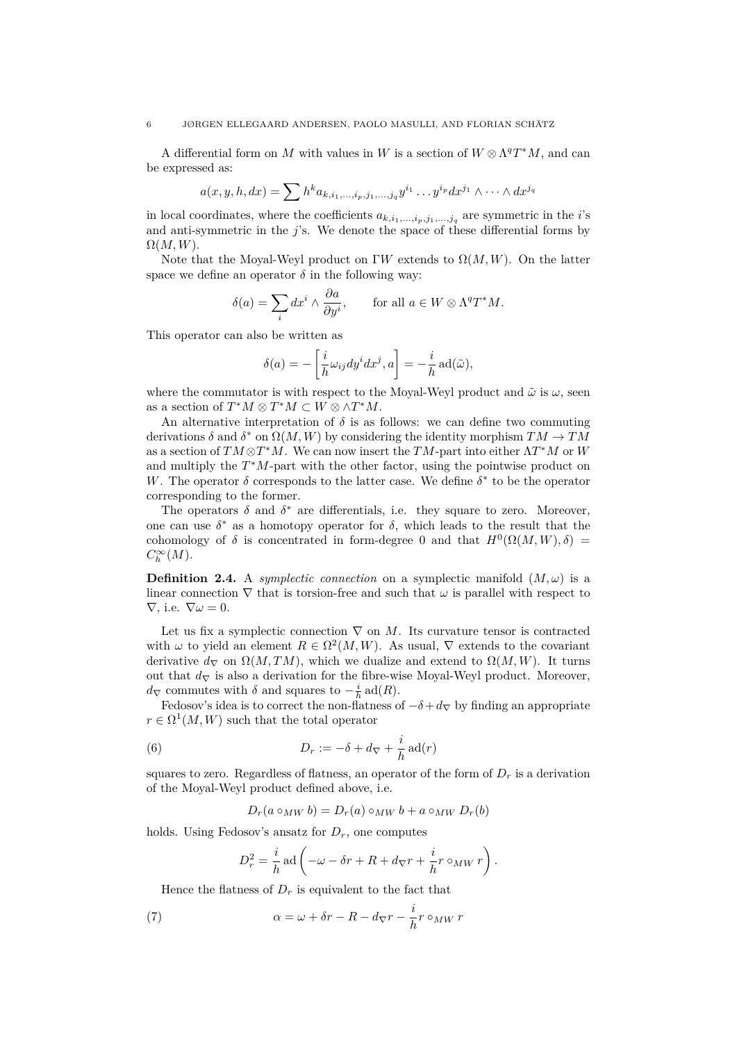A differential form on $M$ with values in $W$ is a section of $W \otimes \Lambda^q T^*M$, and can be expressed as:

$$a(x, y, h, dx) = \sum h^k a_{k,i_1,\dots,i_p,j_1,\dots,j_q} y^{i_1} \dots y^{i_p} dx^{j_1} \wedge \dots \wedge dx^{j_q}$$

in local coordinates, where the coefficients $a_{k,i_1,\dots,i_p,j_1,\dots,j_q}$ are symmetric in the $i$'s and anti-symmetric in the $j$'s. We denote the space of these differential forms by $\Omega(M, W)$.

Note that the Moyal-Weyl product on $\Gamma W$ extends to $\Omega(M, W)$. On the latter space we define an operator $\delta$ in the following way:

$$\delta(a) = \sum_i dx^i \wedge \frac{\partial a}{\partial y^i}, \qquad \text{for all } a \in W \otimes \Lambda^q T^*M.$$

This operator can also be written as

$$\delta(a) = -\left[\frac{i}{h}\omega_{ij} dy^i dx^j, a\right] = -\frac{i}{h}\operatorname{ad}(\tilde{\omega}),$$

where the commutator is with respect to the Moyal-Weyl product and $\tilde{\omega}$ is $\omega$, seen as a section of $T^*M \otimes T^*M \subset W \otimes \wedge T^*M$.

An alternative interpretation of $\delta$ is as follows: we can define two commuting derivations $\delta$ and $\delta^*$ on $\Omega(M, W)$ by considering the identity morphism $TM \to TM$ as a section of $TM \otimes T^*M$. We can now insert the $TM$-part into either $\Lambda T^*M$ or $W$ and multiply the $T^*M$-part with the other factor, using the pointwise product on $W$. The operator $\delta$ corresponds to the latter case. We define $\delta^*$ to be the operator corresponding to the former.

The operators $\delta$ and $\delta^*$ are differentials, i.e. they square to zero. Moreover, one can use $\delta^*$ as a homotopy operator for $\delta$, which leads to the result that the cohomology of $\delta$ is concentrated in form-degree 0 and that $H^0(\Omega(M, W), \delta) = C^\infty_h(M)$.

**Definition 2.4.** A *symplectic connection* on a symplectic manifold $(M, \omega)$ is a linear connection $\nabla$ that is torsion-free and such that $\omega$ is parallel with respect to $\nabla$, i.e. $\nabla\omega = 0$.

Let us fix a symplectic connection $\nabla$ on $M$. Its curvature tensor is contracted with $\omega$ to yield an element $R \in \Omega^2(M, W)$. As usual, $\nabla$ extends to the covariant derivative $d_\nabla$ on $\Omega(M, TM)$, which we dualize and extend to $\Omega(M, W)$. It turns out that $d_\nabla$ is also a derivation for the fibre-wise Moyal-Weyl product. Moreover, $d_\nabla$ commutes with $\delta$ and squares to $-\frac{i}{h}\operatorname{ad}(R)$.

Fedosov's idea is to correct the non-flatness of $-\delta + d_\nabla$ by finding an appropriate $r \in \Omega^1(M, W)$ such that the total operator

$$D_r := -\delta + d_\nabla + \frac{i}{h}\operatorname{ad}(r) \tag{6}$$

squares to zero. Regardless of flatness, an operator of the form of $D_r$ is a derivation of the Moyal-Weyl product defined above, i.e.

$$D_r(a \circ_{MW} b) = D_r(a) \circ_{MW} b + a \circ_{MW} D_r(b)$$

holds. Using Fedosov's ansatz for $D_r$, one computes

$$D_r^2 = \frac{i}{h}\operatorname{ad}\left(-\omega - \delta r + R + d_\nabla r + \frac{i}{h} r \circ_{MW} r\right).$$

Hence the flatness of $D_r$ is equivalent to the fact that

$$\alpha = \omega + \delta r - R - d_\nabla r - \frac{i}{h} r \circ_{MW} r \tag{7}$$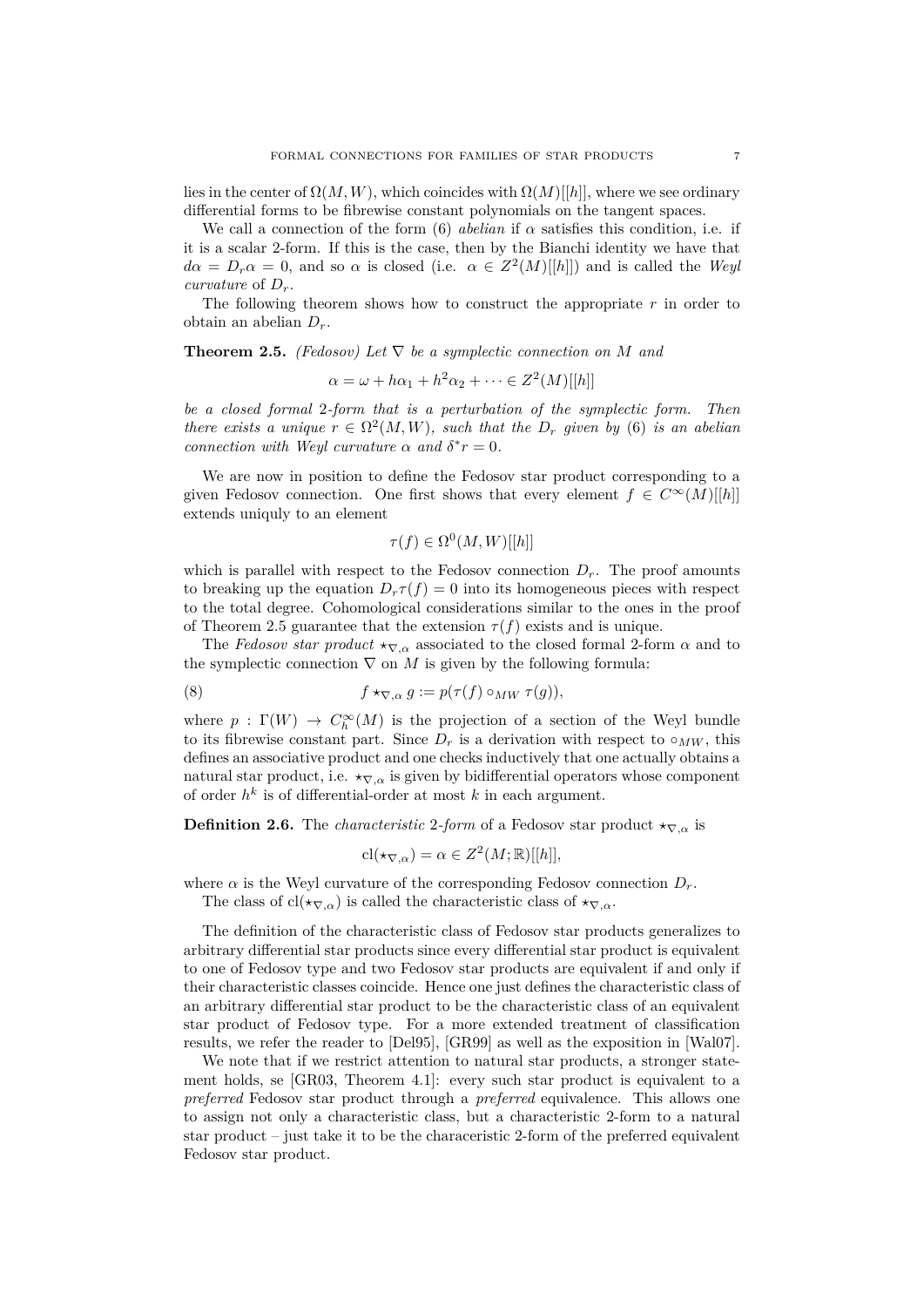lies in the center of $\Omega(M,W)$, which coincides with $\Omega(M)[[h]]$, where we see ordinary differential forms to be fibrewise constant polynomials on the tangent spaces.

We call a connection of the form (6) *abelian* if $\alpha$ satisfies this condition, i.e. if it is a scalar 2-form. If this is the case, then by the Bianchi identity we have that $d\alpha = D_r\alpha = 0$, and so $\alpha$ is closed (i.e. $\alpha \in Z^2(M)[[h]]$) and is called the *Weyl curvature* of $D_r$.

The following theorem shows how to construct the appropriate $r$ in order to obtain an abelian $D_r$.

**Theorem 2.5.** *(Fedosov) Let $\nabla$ be a symplectic connection on $M$ and*

$$\alpha = \omega + h\alpha_1 + h^2\alpha_2 + \cdots \in Z^2(M)[[h]]$$

*be a closed formal 2-form that is a perturbation of the symplectic form. Then there exists a unique $r \in \Omega^2(M,W)$, such that the $D_r$ given by (6) is an abelian connection with Weyl curvature $\alpha$ and $\delta^* r = 0$.*

We are now in position to define the Fedosov star product corresponding to a given Fedosov connection. One first shows that every element $f \in C^\infty(M)[[h]]$ extends uniqly to an element

$$\tau(f) \in \Omega^0(M,W)[[h]]$$

which is parallel with respect to the Fedosov connection $D_r$. The proof amounts to breaking up the equation $D_r\tau(f) = 0$ into its homogeneous pieces with respect to the total degree. Cohomological considerations similar to the ones in the proof of Theorem 2.5 guarantee that the extension $\tau(f)$ exists and is unique.

The *Fedosov star product* $\star_{\nabla,\alpha}$ associated to the closed formal 2-form $\alpha$ and to the symplectic connection $\nabla$ on $M$ is given by the following formula:

$$f \star_{\nabla,\alpha} g := p(\tau(f) \circ_{MW} \tau(g)), \tag{8}$$

where $p : \Gamma(W) \to C_h^\infty(M)$ is the projection of a section of the Weyl bundle to its fibrewise constant part. Since $D_r$ is a derivation with respect to $\circ_{MW}$, this defines an associative product and one checks inductively that one actually obtains a natural star product, i.e. $\star_{\nabla,\alpha}$ is given by bidifferential operators whose component of order $h^k$ is of differential-order at most $k$ in each argument.

**Definition 2.6.** The *characteristic 2-form* of a Fedosov star product $\star_{\nabla,\alpha}$ is

$$\mathrm{cl}(\star_{\nabla,\alpha}) = \alpha \in Z^2(M;\mathbb{R})[[h]],$$

where $\alpha$ is the Weyl curvature of the corresponding Fedosov connection $D_r$.

The class of $\mathrm{cl}(\star_{\nabla,\alpha})$ is called the characteristic class of $\star_{\nabla,\alpha}$.

The definition of the characteristic class of Fedosov star products generalizes to arbitrary differential star products since every differential star product is equivalent to one of Fedosov type and two Fedosov star products are equivalent if and only if their characteristic classes coincide. Hence one just defines the characteristic class of an arbitrary differential star product to be the characteristic class of an equivalent star product of Fedosov type. For a more extended treatment of classification results, we refer the reader to [Del95], [GR99] as well as the exposition in [Wal07].

We note that if we restrict attention to natural star products, a stronger statement holds, se [GR03, Theorem 4.1]: every such star product is equivalent to a *preferred* Fedosov star product through a *preferred* equivalence. This allows one to assign not only a characteristic class, but a characteristic 2-form to a natural star product – just take it to be the characeristic 2-form of the preferred equivalent Fedosov star product.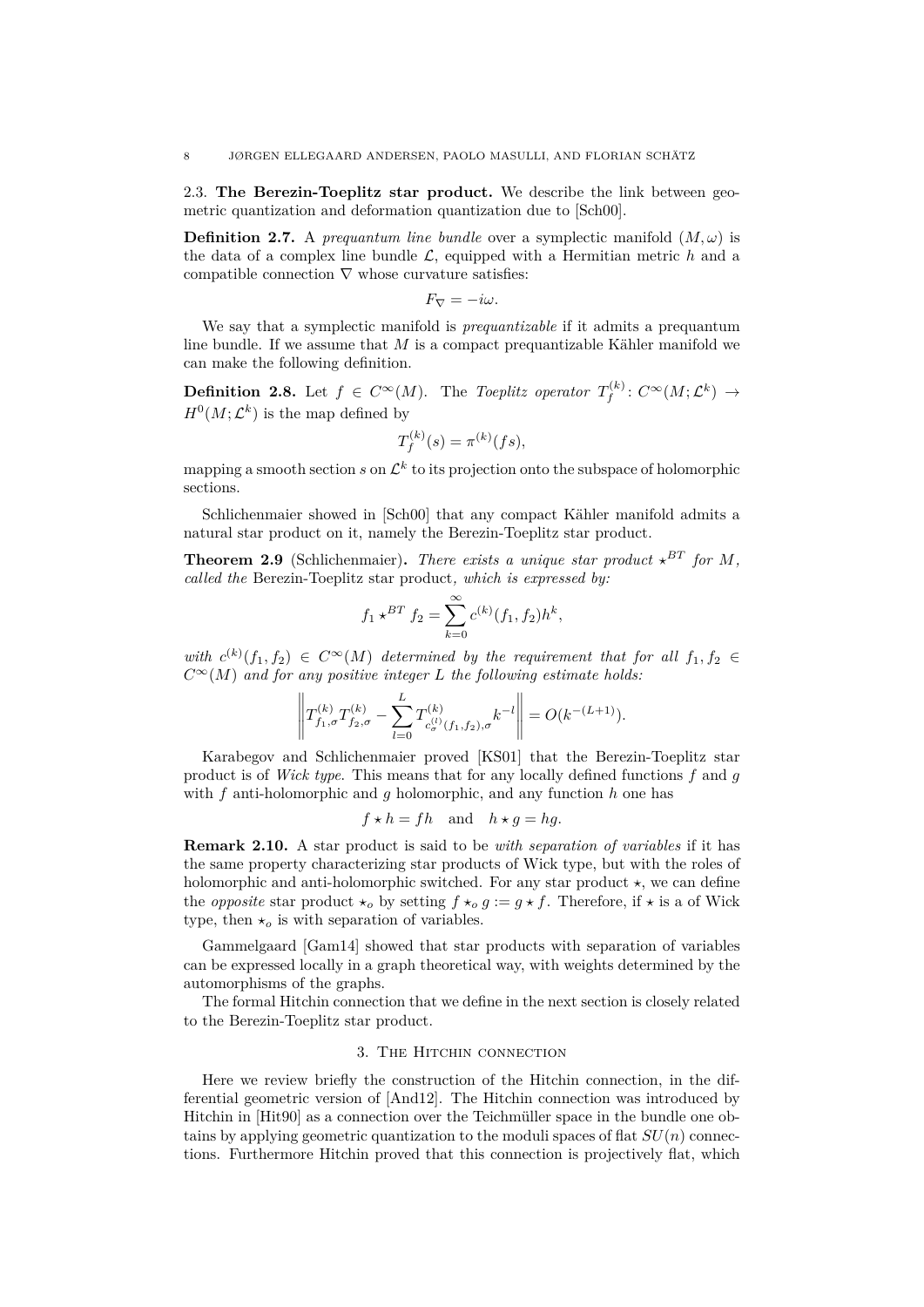### 2.3. The Berezin-Toeplitz star product.

We describe the link between geometric quantization and deformation quantization due to [Sch00].

**Definition 2.7.** A *prequantum line bundle* over a symplectic manifold $(M, \omega)$ is the data of a complex line bundle $\mathcal{L}$, equipped with a Hermitian metric $h$ and a compatible connection $\nabla$ whose curvature satisfies:

$$F_\nabla = -i\omega.$$

We say that a symplectic manifold is *prequantizable* if it admits a prequantum line bundle. If we assume that $M$ is a compact prequantizable Kähler manifold we can make the following definition.

**Definition 2.8.** Let $f \in C^\infty(M)$. The *Toeplitz operator* $T_f^{(k)} : C^\infty(M; \mathcal{L}^k) \to H^0(M; \mathcal{L}^k)$ is the map defined by

$$T_f^{(k)}(s) = \pi^{(k)}(fs),$$

mapping a smooth section $s$ on $\mathcal{L}^k$ to its projection onto the subspace of holomorphic sections.

Schlichenmaier showed in [Sch00] that any compact Kähler manifold admits a natural star product on it, namely the Berezin-Toeplitz star product.

**Theorem 2.9** (Schlichenmaier). *There exists a unique star product $\star^{BT}$ for $M$, called the* Berezin-Toeplitz star product*, which is expressed by:*

$$f_1 \star^{BT} f_2 = \sum_{k=0}^{\infty} c^{(k)}(f_1, f_2) h^k,$$

*with $c^{(k)}(f_1, f_2) \in C^\infty(M)$ determined by the requirement that for all $f_1, f_2 \in C^\infty(M)$ and for any positive integer $L$ the following estimate holds:*

$$\left\| T^{(k)}_{f_1,\sigma} T^{(k)}_{f_2,\sigma} - \sum_{l=0}^{L} T^{(k)}_{c_\sigma^{(l)}(f_1,f_2),\sigma} k^{-l} \right\| = O(k^{-(L+1)}).$$

Karabegov and Schlichenmaier proved [KS01] that the Berezin-Toeplitz star product is of *Wick type*. This means that for any locally defined functions $f$ and $g$ with $f$ anti-holomorphic and $g$ holomorphic, and any function $h$ one has

$$f \star h = fh \quad \text{and} \quad h \star g = hg.$$

**Remark 2.10.** A star product is said to be *with separation of variables* if it has the same property characterizing star products of Wick type, but with the roles of holomorphic and anti-holomorphic switched. For any star product $\star$, we can define the *opposite* star product $\star_o$ by setting $f \star_o g := g \star f$. Therefore, if $\star$ is a of Wick type, then $\star_o$ is with separation of variables.

Gammelgaard [Gam14] showed that star products with separation of variables can be expressed locally in a graph theoretical way, with weights determined by the automorphisms of the graphs.

The formal Hitchin connection that we define in the next section is closely related to the Berezin-Toeplitz star product.

## 3. The Hitchin connection

Here we review briefly the construction of the Hitchin connection, in the differential geometric version of [And12]. The Hitchin connection was introduced by Hitchin in [Hit90] as a connection over the Teichmüller space in the bundle one obtains by applying geometric quantization to the moduli spaces of flat $SU(n)$ connections. Furthermore Hitchin proved that this connection is projectively flat, which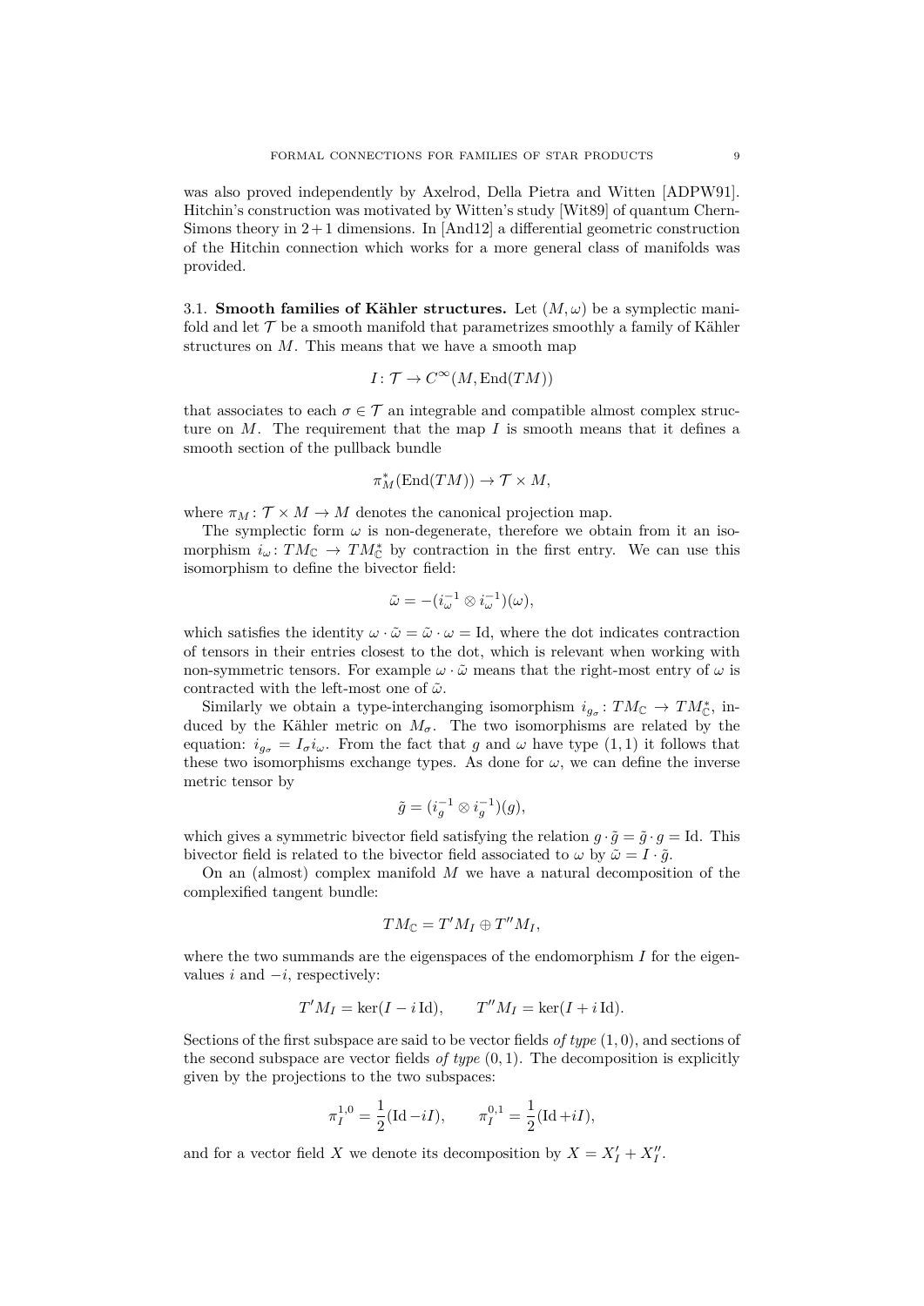was also proved independently by Axelrod, Della Pietra and Witten [ADPW91]. Hitchin's construction was motivated by Witten's study [Wit89] of quantum Chern-Simons theory in $2+1$ dimensions. In [And12] a differential geometric construction of the Hitchin connection which works for a more general class of manifolds was provided.

### 3.1. Smooth families of Kähler structures.

Let $(M,\omega)$ be a symplectic manifold and let $\mathcal{T}$ be a smooth manifold that parametrizes smoothly a family of Kähler structures on $M$. This means that we have a smooth map

$$I\colon \mathcal{T} \to C^\infty(M, \mathrm{End}(TM))$$

that associates to each $\sigma \in \mathcal{T}$ an integrable and compatible almost complex structure on $M$. The requirement that the map $I$ is smooth means that it defines a smooth section of the pullback bundle

$$\pi_M^*(\mathrm{End}(TM)) \to \mathcal{T} \times M,$$

where $\pi_M\colon \mathcal{T}\times M \to M$ denotes the canonical projection map.

The symplectic form $\omega$ is non-degenerate, therefore we obtain from it an isomorphism $i_\omega\colon TM_{\mathbb{C}} \to TM_{\mathbb{C}}^*$ by contraction in the first entry. We can use this isomorphism to define the bivector field:

$$\tilde{\omega} = -(i_\omega^{-1} \otimes i_\omega^{-1})(\omega),$$

which satisfies the identity $\omega \cdot \tilde{\omega} = \tilde{\omega}\cdot\omega = \mathrm{Id}$, where the dot indicates contraction of tensors in their entries closest to the dot, which is relevant when working with non-symmetric tensors. For example $\omega\cdot\tilde{\omega}$ means that the right-most entry of $\omega$ is contracted with the left-most one of $\tilde{\omega}$.

Similarly we obtain a type-interchanging isomorphism $i_{g_\sigma}\colon TM_{\mathbb{C}} \to TM_{\mathbb{C}}^*$, induced by the Kähler metric on $M_\sigma$. The two isomorphisms are related by the equation: $i_{g_\sigma} = I_\sigma i_\omega$. From the fact that $g$ and $\omega$ have type $(1,1)$ it follows that these two isomorphisms exchange types. As done for $\omega$, we can define the inverse metric tensor by

$$\tilde{g} = (i_g^{-1}\otimes i_g^{-1})(g),$$

which gives a symmetric bivector field satisfying the relation $g\cdot\tilde{g} = \tilde{g}\cdot g = \mathrm{Id}$. This bivector field is related to the bivector field associated to $\omega$ by $\tilde{\omega} = I\cdot\tilde{g}$.

On an (almost) complex manifold $M$ we have a natural decomposition of the complexified tangent bundle:

$$TM_{\mathbb{C}} = T'M_I \oplus T''M_I,$$

where the two summands are the eigenspaces of the endomorphism $I$ for the eigenvalues $i$ and $-i$, respectively:

$$T'M_I = \ker(I - i\,\mathrm{Id}), \qquad T''M_I = \ker(I + i\,\mathrm{Id}).$$

Sections of the first subspace are said to be vector fields *of type* $(1,0)$, and sections of the second subspace are vector fields *of type* $(0,1)$. The decomposition is explicitly given by the projections to the two subspaces:

$$\pi_I^{1,0} = \frac{1}{2}(\mathrm{Id} - iI), \qquad \pi_I^{0,1} = \frac{1}{2}(\mathrm{Id} + iI),$$

and for a vector field $X$ we denote its decomposition by $X = X_I' + X_I''$.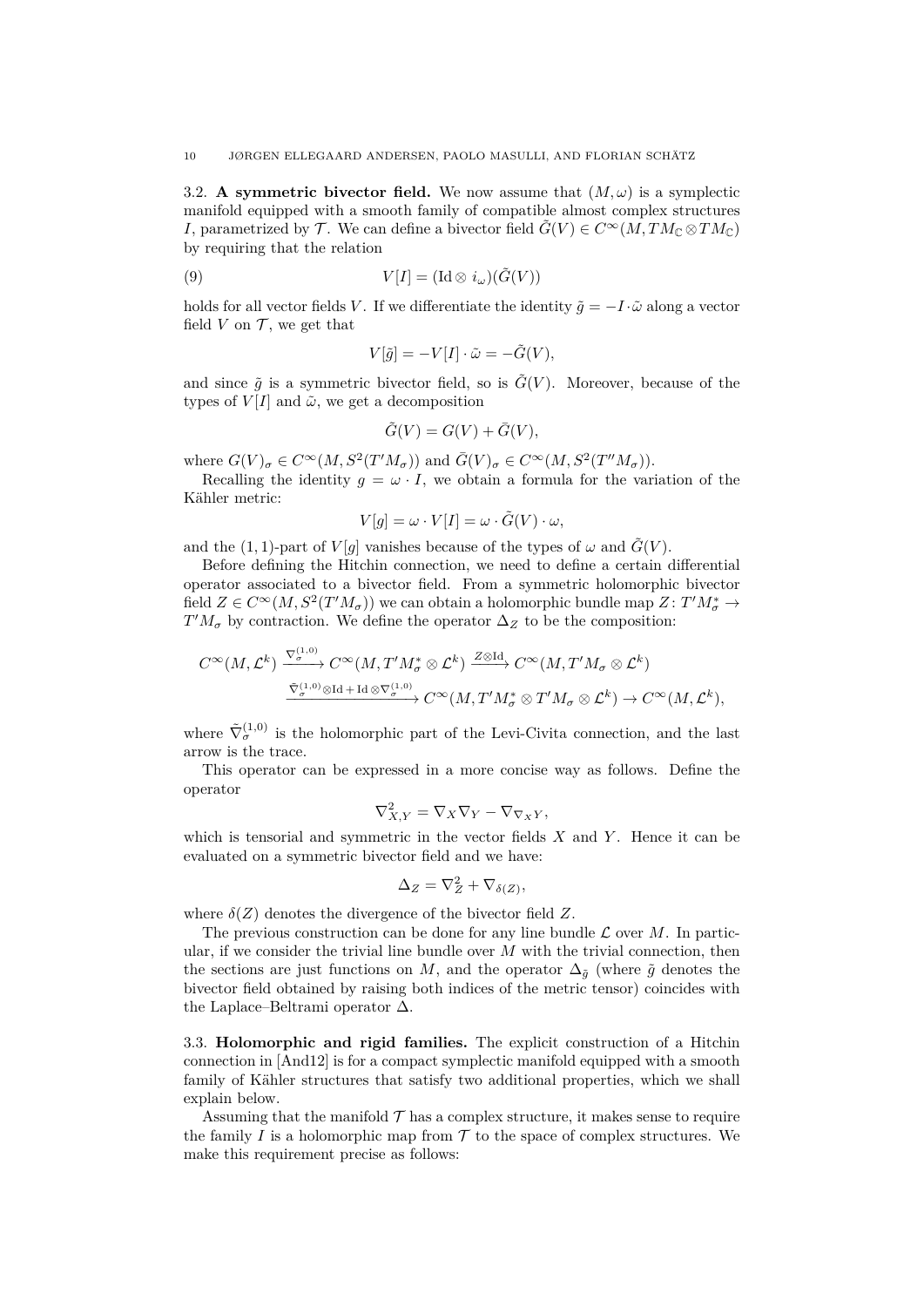3.2. **A symmetric bivector field.** We now assume that $(M, \omega)$ is a symplectic manifold equipped with a smooth family of compatible almost complex structures $I$, parametrized by $\mathcal{T}$. We can define a bivector field $\tilde{G}(V) \in C^\infty(M, TM_{\mathbb{C}} \otimes TM_{\mathbb{C}})$ by requiring that the relation

$$V[I] = (\mathrm{Id} \otimes i_\omega)(\tilde{G}(V)) \tag{9}$$

holds for all vector fields $V$. If we differentiate the identity $\tilde{g} = -I \cdot \tilde{\omega}$ along a vector field $V$ on $\mathcal{T}$, we get that

$$V[\tilde{g}] = -V[I] \cdot \tilde{\omega} = -\tilde{G}(V),$$

and since $\tilde{g}$ is a symmetric bivector field, so is $\tilde{G}(V)$. Moreover, because of the types of $V[I]$ and $\tilde{\omega}$, we get a decomposition

$$\tilde{G}(V) = G(V) + \bar{G}(V),$$

where $G(V)_\sigma \in C^\infty(M, S^2(T'M_\sigma))$ and $\bar{G}(V)_\sigma \in C^\infty(M, S^2(T''M_\sigma))$.

Recalling the identity $g = \omega \cdot I$, we obtain a formula for the variation of the Kähler metric:

$$V[g] = \omega \cdot V[I] = \omega \cdot \tilde{G}(V) \cdot \omega,$$

and the $(1,1)$-part of $V[g]$ vanishes because of the types of $\omega$ and $\tilde{G}(V)$.

Before defining the Hitchin connection, we need to define a certain differential operator associated to a bivector field. From a symmetric holomorphic bivector field $Z \in C^\infty(M, S^2(T'M_\sigma))$ we can obtain a holomorphic bundle map $Z \colon T'M_\sigma^* \to T'M_\sigma$ by contraction. We define the operator $\Delta_Z$ to be the composition:

$$C^\infty(M, \mathcal{L}^k) \xrightarrow{\nabla_\sigma^{(1,0)}} C^\infty(M, T'M_\sigma^* \otimes \mathcal{L}^k) \xrightarrow{Z \otimes \mathrm{Id}} C^\infty(M, T'M_\sigma \otimes \mathcal{L}^k)$$
$$\xrightarrow{\tilde{\nabla}_\sigma^{(1,0)} \otimes \mathrm{Id} + \mathrm{Id} \otimes \nabla_\sigma^{(1,0)}} C^\infty(M, T'M_\sigma^* \otimes T'M_\sigma \otimes \mathcal{L}^k) \to C^\infty(M, \mathcal{L}^k),$$

where $\tilde{\nabla}_\sigma^{(1,0)}$ is the holomorphic part of the Levi-Civita connection, and the last arrow is the trace.

This operator can be expressed in a more concise way as follows. Define the operator

$$\nabla^2_{X,Y} = \nabla_X \nabla_Y - \nabla_{\nabla_X Y},$$

which is tensorial and symmetric in the vector fields $X$ and $Y$. Hence it can be evaluated on a symmetric bivector field and we have:

$$\Delta_Z = \nabla^2_Z + \nabla_{\delta(Z)},$$

where $\delta(Z)$ denotes the divergence of the bivector field $Z$.

The previous construction can be done for any line bundle $\mathcal{L}$ over $M$. In particular, if we consider the trivial line bundle over $M$ with the trivial connection, then the sections are just functions on $M$, and the operator $\Delta_{\tilde{g}}$ (where $\tilde{g}$ denotes the bivector field obtained by raising both indices of the metric tensor) coincides with the Laplace–Beltrami operator $\Delta$.

3.3. **Holomorphic and rigid families.** The explicit construction of a Hitchin connection in [And12] is for a compact symplectic manifold equipped with a smooth family of Kähler structures that satisfy two additional properties, which we shall explain below.

Assuming that the manifold $\mathcal{T}$ has a complex structure, it makes sense to require the family $I$ is a holomorphic map from $\mathcal{T}$ to the space of complex structures. We make this requirement precise as follows: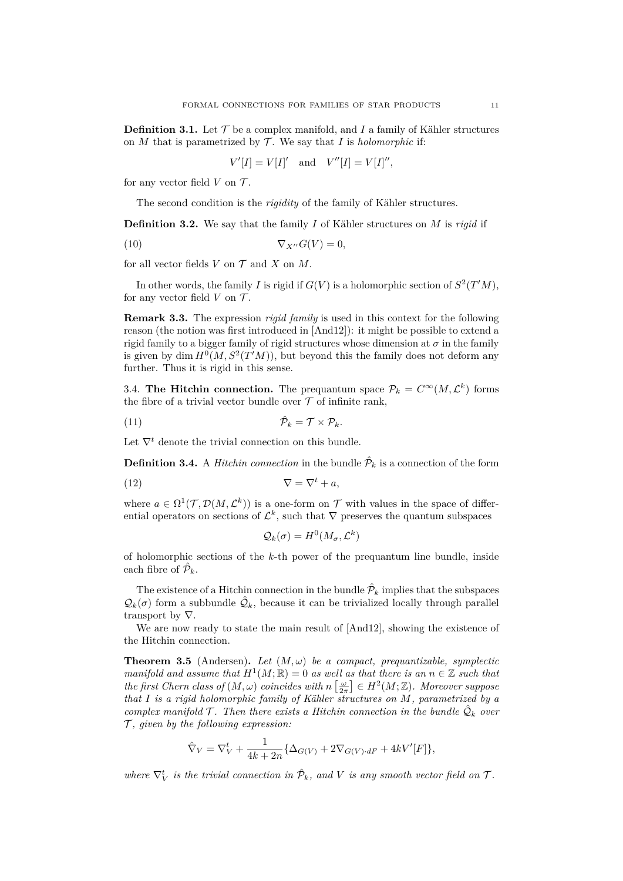**Definition 3.1.** Let $\mathcal{T}$ be a complex manifold, and $I$ a family of Kähler structures on $M$ that is parametrized by $\mathcal{T}$. We say that $I$ is *holomorphic* if:

$$V'[I] = V[I]' \quad \text{and} \quad V''[I] = V[I]'',$$

for any vector field $V$ on $\mathcal{T}$.

The second condition is the *rigidity* of the family of Kähler structures.

**Definition 3.2.** We say that the family $I$ of Kähler structures on $M$ is *rigid* if

$$\nabla_{X''} G(V) = 0, \tag{10}$$

for all vector fields $V$ on $\mathcal{T}$ and $X$ on $M$.

In other words, the family $I$ is rigid if $G(V)$ is a holomorphic section of $S^2(T'M)$, for any vector field $V$ on $\mathcal{T}$.

**Remark 3.3.** The expression *rigid family* is used in this context for the following reason (the notion was first introduced in [And12]): it might be possible to extend a rigid family to a bigger family of rigid structures whose dimension at $\sigma$ in the family is given by $\dim H^0(M, S^2(T'M))$, but beyond this the family does not deform any further. Thus it is rigid in this sense.

3.4. **The Hitchin connection.** The prequantum space $\mathcal{P}_k = C^\infty(M, \mathcal{L}^k)$ forms the fibre of a trivial vector bundle over $\mathcal{T}$ of infinite rank,

$$\hat{\mathcal{P}}_k = \mathcal{T} \times \mathcal{P}_k. \tag{11}$$

Let $\nabla^t$ denote the trivial connection on this bundle.

**Definition 3.4.** A *Hitchin connection* in the bundle $\hat{\mathcal{P}}_k$ is a connection of the form

$$\nabla = \nabla^t + a, \tag{12}$$

where $a \in \Omega^1(\mathcal{T}, \mathcal{D}(M, \mathcal{L}^k))$ is a one-form on $\mathcal{T}$ with values in the space of differential operators on sections of $\mathcal{L}^k$, such that $\nabla$ preserves the quantum subspaces

$$\mathcal{Q}_k(\sigma) = H^0(M_\sigma, \mathcal{L}^k)$$

of holomorphic sections of the $k$-th power of the prequantum line bundle, inside each fibre of $\hat{\mathcal{P}}_k$.

The existence of a Hitchin connection in the bundle $\hat{\mathcal{P}}_k$ implies that the subspaces $\mathcal{Q}_k(\sigma)$ form a subbundle $\hat{\mathcal{Q}}_k$, because it can be trivialized locally through parallel transport by $\nabla$.

We are now ready to state the main result of [And12], showing the existence of the Hitchin connection.

**Theorem 3.5** (Andersen)**.** *Let $(M, \omega)$ be a compact, prequantizable, symplectic manifold and assume that $H^1(M;\mathbb{R}) = 0$ as well as that there is an $n \in \mathbb{Z}$ such that the first Chern class of $(M, \omega)$ coincides with $n\left[\frac{\omega}{2\pi}\right] \in H^2(M;\mathbb{Z})$. Moreover suppose that $I$ is a rigid holomorphic family of Kähler structures on $M$, parametrized by a complex manifold $\mathcal{T}$. Then there exists a Hitchin connection in the bundle $\hat{\mathcal{Q}}_k$ over $\mathcal{T}$, given by the following expression:*

$$\hat{\nabla}_V = \nabla^t_V + \frac{1}{4k + 2n}\{\Delta_{G(V)} + 2\nabla_{G(V)\cdot dF} + 4kV'[F]\},$$

*where $\nabla^t_V$ is the trivial connection in $\hat{\mathcal{P}}_k$, and $V$ is any smooth vector field on $\mathcal{T}$.*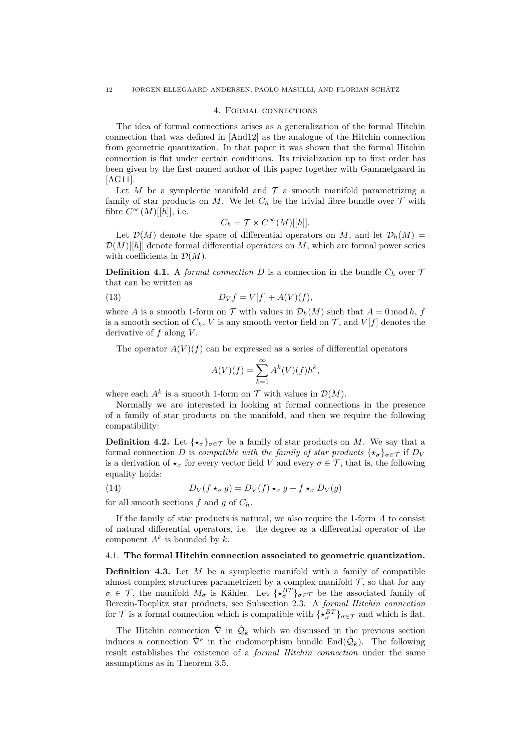## 4. Formal connections

The idea of formal connections arises as a generalization of the formal Hitchin connection that was defined in [And12] as the analogue of the Hitchin connection from geometric quantization. In that paper it was shown that the formal Hitchin connection is flat under certain conditions. Its trivialization up to first order has been given by the first named author of this paper together with Gammelgaard in [AG11].

Let $M$ be a symplectic manifold and $\mathcal{T}$ a smooth manifold parametrizing a family of star products on $M$. We let $C_h$ be the trivial fibre bundle over $\mathcal{T}$ with fibre $C^\infty(M)[[h]]$, i.e.

$$C_h = \mathcal{T} \times C^\infty(M)[[h]].$$

Let $\mathcal{D}(M)$ denote the space of differential operators on $M$, and let $\mathcal{D}_h(M) = \mathcal{D}(M)[[h]]$ denote formal differential operators on $M$, which are formal power series with coefficients in $\mathcal{D}(M)$.

**Definition 4.1.** A *formal connection* $D$ is a connection in the bundle $C_h$ over $\mathcal{T}$ that can be written as

$$D_V f = V[f] + A(V)(f), \tag{13}$$

where $A$ is a smooth 1-form on $\mathcal{T}$ with values in $\mathcal{D}_h(M)$ such that $A = 0 \bmod h$, $f$ is a smooth section of $C_h$, $V$ is any smooth vector field on $\mathcal{T}$, and $V[f]$ denotes the derivative of $f$ along $V$.

The operator $A(V)(f)$ can be expressed as a series of differential operators

$$A(V)(f) = \sum_{k=1}^{\infty} A^k(V)(f)h^k,$$

where each $A^k$ is a smooth 1-form on $\mathcal{T}$ with values in $\mathcal{D}(M)$.

Normally we are interested in looking at formal connections in the presence of a family of star products on the manifold, and then we require the following compatibility:

**Definition 4.2.** Let $\{\star_\sigma\}_{\sigma\in\mathcal{T}}$ be a family of star products on $M$. We say that a formal connection $D$ is *compatible with the family of star products* $\{\star_\sigma\}_{\sigma\in\mathcal{T}}$ if $D_V$ is a derivation of $\star_\sigma$ for every vector field $V$ and every $\sigma \in \mathcal{T}$, that is, the following equality holds:

$$D_V(f \star_\sigma g) = D_V(f) \star_\sigma g + f \star_\sigma D_V(g) \tag{14}$$

for all smooth sections $f$ and $g$ of $C_h$.

If the family of star products is natural, we also require the 1-form $A$ to consist of natural differential operators, i.e. the degree as a differential operator of the component $A^k$ is bounded by $k$.

### 4.1. The formal Hitchin connection associated to geometric quantization.

**Definition 4.3.** Let $M$ be a symplectic manifold with a family of compatible almost complex structures parametrized by a complex manifold $\mathcal{T}$, so that for any $\sigma \in \mathcal{T}$, the manifold $M_\sigma$ is Kähler. Let $\{\star_\sigma^{BT}\}_{\sigma\in\mathcal{T}}$ be the associated family of Berezin-Toeplitz star products, see Subsection 2.3. A *formal Hitchin connection* for $\mathcal{T}$ is a formal connection which is compatible with $\{\star_\sigma^{BT}\}_{\sigma\in\mathcal{T}}$ and which is flat.

The Hitchin connection $\hat{\nabla}$ in $\hat{\mathcal{Q}}_k$ which we discussed in the previous section induces a connection $\hat{\nabla}^e$ in the endomorphism bundle $\mathrm{End}(\hat{\mathcal{Q}}_k)$. The following result establishes the existence of a *formal Hitchin connection* under the same assumptions as in Theorem 3.5.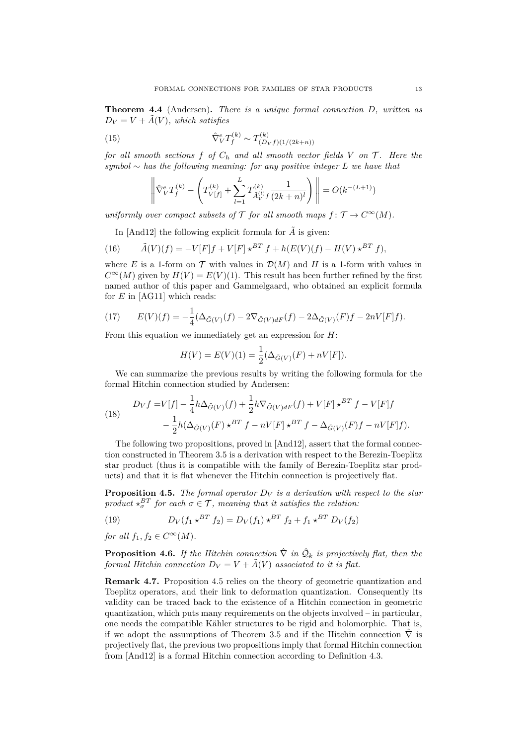**Theorem 4.4** (Andersen)**.** *There is a unique formal connection $D$, written as $D_V = V + \tilde{A}(V)$, which satisfies*

$$\hat{\nabla}^e_V T^{(k)}_f \sim T^{(k)}_{(D_V f)(1/(2k+n))} \tag{15}$$

*for all smooth sections $f$ of $C_h$ and all smooth vector fields $V$ on $\mathcal{T}$. Here the symbol $\sim$ has the following meaning: for any positive integer $L$ we have that*

$$\left\| \hat{\nabla}^e_V T^{(k)}_f - \left( T^{(k)}_{V[f]} + \sum_{l=1}^{L} T^{(k)}_{\tilde{A}^{(l)}_V f} \frac{1}{(2k+n)^l} \right) \right\| = O(k^{-(L+1)})$$

*uniformly over compact subsets of $\mathcal{T}$ for all smooth maps $f\colon \mathcal{T} \to C^\infty(M)$.*

In [And12] the following explicit formula for $\tilde{A}$ is given:

$$\tilde{A}(V)(f) = -V[F]f + V[F] \star^{BT} f + h(E(V)(f) - H(V) \star^{BT} f), \tag{16}$$

where $E$ is a 1-form on $\mathcal{T}$ with values in $\mathcal{D}(M)$ and $H$ is a 1-form with values in $C^\infty(M)$ given by $H(V) = E(V)(1)$. This result has been further refined by the first named author of this paper and Gammelgaard, who obtained an explicit formula for $E$ in [AG11] which reads:

$$E(V)(f) = -\frac{1}{4}(\Delta_{\tilde{G}(V)}(f) - 2\nabla_{\tilde{G}(V)dF}(f) - 2\Delta_{\tilde{G}(V)}(F)f - 2nV[F]f). \tag{17}$$

From this equation we immediately get an expression for $H$:

$$H(V) = E(V)(1) = \frac{1}{2}(\Delta_{\tilde{G}(V)}(F) + nV[F]).$$

We can summarize the previous results by writing the following formula for the formal Hitchin connection studied by Andersen:

$$\begin{aligned} D_V f =& V[f] - \frac{1}{4}h\Delta_{\tilde{G}(V)}(f) + \frac{1}{2}h\nabla_{\tilde{G}(V)dF}(f) + V[F] \star^{BT} f - V[F]f \\ & - \frac{1}{2}h(\Delta_{\tilde{G}(V)}(F) \star^{BT} f - nV[F] \star^{BT} f - \Delta_{\tilde{G}(V)}(F)f - nV[F]f). \end{aligned} \tag{18}$$

The following two propositions, proved in [And12], assert that the formal connection constructed in Theorem 3.5 is a derivation with respect to the Berezin-Toeplitz star product (thus it is compatible with the family of Berezin-Toeplitz star products) and that it is flat whenever the Hitchin connection is projectively flat.

**Proposition 4.5.** *The formal operator $D_V$ is a derivation with respect to the star product $\star^{BT}_\sigma$ for each $\sigma \in \mathcal{T}$, meaning that it satisfies the relation:*

$$D_V(f_1 \star^{BT} f_2) = D_V(f_1) \star^{BT} f_2 + f_1 \star^{BT} D_V(f_2) \tag{19}$$

*for all $f_1, f_2 \in C^\infty(M)$.*

**Proposition 4.6.** *If the Hitchin connection $\hat{\nabla}$ in $\hat{\mathcal{Q}}_k$ is projectively flat, then the formal Hitchin connection $D_V = V + \tilde{A}(V)$ associated to it is flat.*

**Remark 4.7.** Proposition 4.5 relies on the theory of geometric quantization and Toeplitz operators, and their link to deformation quantization. Consequently its validity can be traced back to the existence of a Hitchin connection in geometric quantization, which puts many requirements on the objects involved – in particular, one needs the compatible Kähler structures to be rigid and holomorphic. That is, if we adopt the assumptions of Theorem 3.5 and if the Hitchin connection $\hat{\nabla}$ is projectively flat, the previous two propositions imply that formal Hitchin connection from [And12] is a formal Hitchin connection according to Definition 4.3.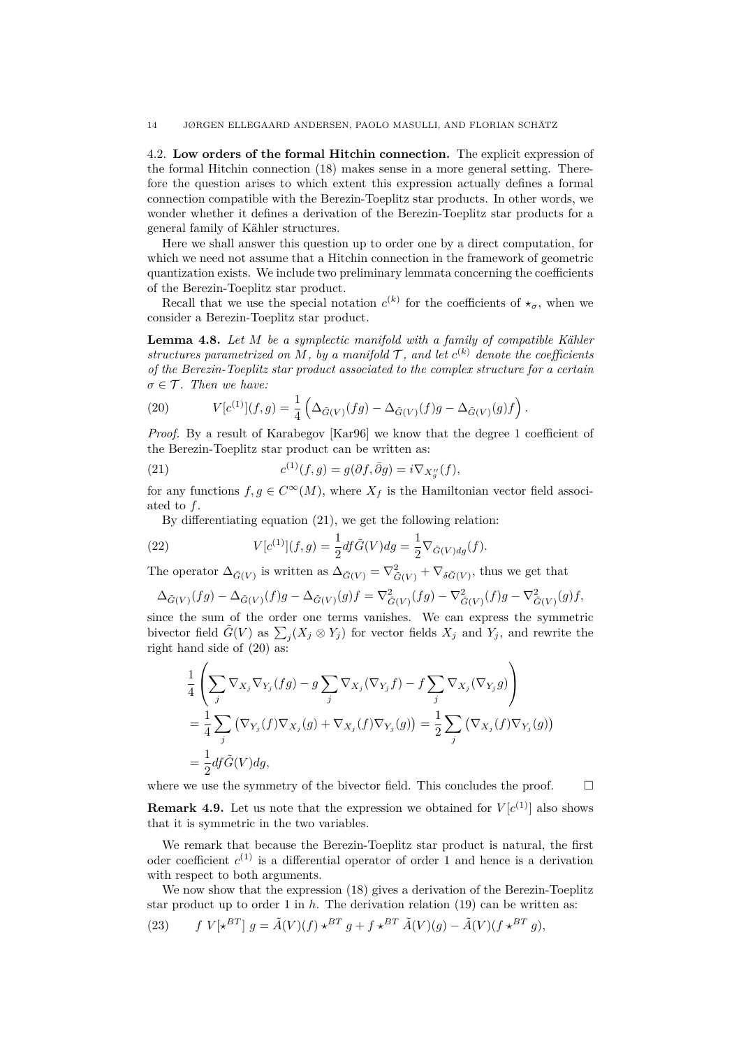4.2. **Low orders of the formal Hitchin connection.** The explicit expression of the formal Hitchin connection (18) makes sense in a more general setting. Therefore the question arises to which extent this expression actually defines a formal connection compatible with the Berezin-Toeplitz star products. In other words, we wonder whether it defines a derivation of the Berezin-Toeplitz star products for a general family of Kähler structures.

Here we shall answer this question up to order one by a direct computation, for which we need not assume that a Hitchin connection in the framework of geometric quantization exists. We include two preliminary lemmata concerning the coefficients of the Berezin-Toeplitz star product.

Recall that we use the special notation $c^{(k)}$ for the coefficients of $\star_\sigma$, when we consider a Berezin-Toeplitz star product.

**Lemma 4.8.** *Let $M$ be a symplectic manifold with a family of compatible Kähler structures parametrized on $M$, by a manifold $\mathcal{T}$, and let $c^{(k)}$ denote the coefficients of the Berezin-Toeplitz star product associated to the complex structure for a certain $\sigma \in \mathcal{T}$. Then we have:*

$$V[c^{(1)}](f,g) = \frac{1}{4}\left(\Delta_{\tilde{G}(V)}(fg) - \Delta_{\tilde{G}(V)}(f)g - \Delta_{\tilde{G}(V)}(g)f\right). \tag{20}$$

*Proof.* By a result of Karabegov [Kar96] we know that the degree 1 coefficient of the Berezin-Toeplitz star product can be written as:

$$c^{(1)}(f,g) = g(\partial f, \bar{\partial} g) = i\nabla_{X''_g}(f), \tag{21}$$

for any functions $f, g \in C^\infty(M)$, where $X_f$ is the Hamiltonian vector field associated to $f$.

By differentiating equation (21), we get the following relation:

$$V[c^{(1)}](f,g) = \frac{1}{2} df\tilde{G}(V)dg = \frac{1}{2}\nabla_{\tilde{G}(V)dg}(f). \tag{22}$$

The operator $\Delta_{\tilde{G}(V)}$ is written as $\Delta_{\tilde{G}(V)} = \nabla^2_{\tilde{G}(V)} + \nabla_{\delta\tilde{G}(V)}$, thus we get that

$$\Delta_{\tilde{G}(V)}(fg) - \Delta_{\tilde{G}(V)}(f)g - \Delta_{\tilde{G}(V)}(g)f = \nabla^2_{\tilde{G}(V)}(fg) - \nabla^2_{\tilde{G}(V)}(f)g - \nabla^2_{\tilde{G}(V)}(g)f,$$

since the sum of the order one terms vanishes. We can express the symmetric bivector field $\tilde{G}(V)$ as $\sum_j (X_j \otimes Y_j)$ for vector fields $X_j$ and $Y_j$, and rewrite the right hand side of (20) as:

$$\begin{aligned}
&\frac{1}{4}\left(\sum_j \nabla_{X_j}\nabla_{Y_j}(fg) - g\sum_j \nabla_{X_j}(\nabla_{Y_j}f) - f\sum_j \nabla_{X_j}(\nabla_{Y_j}g)\right) \\
&= \frac{1}{4}\sum_j \left(\nabla_{Y_j}(f)\nabla_{X_j}(g) + \nabla_{X_j}(f)\nabla_{Y_j}(g)\right) = \frac{1}{2}\sum_j \left(\nabla_{X_j}(f)\nabla_{Y_j}(g)\right) \\
&= \frac{1}{2} df\tilde{G}(V)dg,
\end{aligned}$$

where we use the symmetry of the bivector field. This concludes the proof. $\square$

**Remark 4.9.** Let us note that the expression we obtained for $V[c^{(1)}]$ also shows that it is symmetric in the two variables.

We remark that because the Berezin-Toeplitz star product is natural, the first oder coefficient $c^{(1)}$ is a differential operator of order 1 and hence is a derivation with respect to both arguments.

We now show that the expression (18) gives a derivation of the Berezin-Toeplitz star product up to order 1 in $h$. The derivation relation (19) can be written as:

$$f\ V[\star^{BT}]\ g = \tilde{A}(V)(f) \star^{BT} g + f \star^{BT} \tilde{A}(V)(g) - \tilde{A}(V)(f \star^{BT} g), \tag{23}$$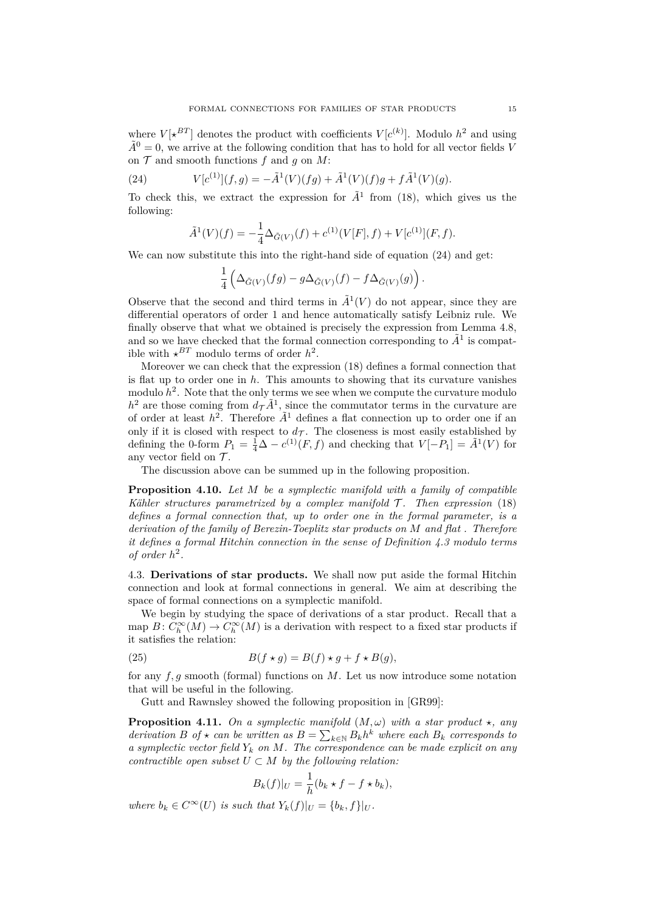where $V[\star^{BT}]$ denotes the product with coefficients $V[c^{(k)}]$. Modulo $h^2$ and using $\tilde{A}^0 = 0$, we arrive at the following condition that has to hold for all vector fields $V$ on $\mathcal{T}$ and smooth functions $f$ and $g$ on $M$:

$$V[c^{(1)}](f,g) = -\tilde{A}^1(V)(fg) + \tilde{A}^1(V)(f)g + f\tilde{A}^1(V)(g). \tag{24}$$

To check this, we extract the expression for $\tilde{A}^1$ from (18), which gives us the following:

$$\tilde{A}^1(V)(f) = -\frac{1}{4}\Delta_{\tilde{G}(V)}(f) + c^{(1)}(V[F], f) + V[c^{(1)}](F, f).$$

We can now substitute this into the right-hand side of equation (24) and get:

$$\frac{1}{4}\left(\Delta_{\tilde{G}(V)}(fg) - g\Delta_{\tilde{G}(V)}(f) - f\Delta_{\tilde{G}(V)}(g)\right).$$

Observe that the second and third terms in $\tilde{A}^1(V)$ do not appear, since they are differential operators of order 1 and hence automatically satisfy Leibniz rule. We finally observe that what we obtained is precisely the expression from Lemma 4.8, and so we have checked that the formal connection corresponding to $\tilde{A}^1$ is compatible with $\star^{BT}$ modulo terms of order $h^2$.

Moreover we can check that the expression (18) defines a formal connection that is flat up to order one in $h$. This amounts to showing that its curvature vanishes modulo $h^2$. Note that the only terms we see when we compute the curvature modulo $h^2$ are those coming from $d_{\mathcal{T}}\tilde{A}^1$, since the commutator terms in the curvature are of order at least $h^2$. Therefore $\tilde{A}^1$ defines a flat connection up to order one if an only if it is closed with respect to $d_{\mathcal{T}}$. The closeness is most easily established by defining the 0-form $P_1 = \frac{1}{4}\Delta - c^{(1)}(F, f)$ and checking that $V[-P_1] = \tilde{A}^1(V)$ for any vector field on $\mathcal{T}$.

The discussion above can be summed up in the following proposition.

**Proposition 4.10.** *Let $M$ be a symplectic manifold with a family of compatible Kähler structures parametrized by a complex manifold $\mathcal{T}$. Then expression* (18) *defines a formal connection that, up to order one in the formal parameter, is a derivation of the family of Berezin-Toeplitz star products on $M$ and flat . Therefore it defines a formal Hitchin connection in the sense of Definition 4.3 modulo terms of order $h^2$.*

## 4.3. Derivations of star products.

We shall now put aside the formal Hitchin connection and look at formal connections in general. We aim at describing the space of formal connections on a symplectic manifold.

We begin by studying the space of derivations of a star product. Recall that a map $B\colon C_h^\infty(M) \to C_h^\infty(M)$ is a derivation with respect to a fixed star products if it satisfies the relation:

$$B(f \star g) = B(f) \star g + f \star B(g), \tag{25}$$

for any $f, g$ smooth (formal) functions on $M$. Let us now introduce some notation that will be useful in the following.

Gutt and Rawnsley showed the following proposition in [GR99]:

**Proposition 4.11.** *On a symplectic manifold $(M,\omega)$ with a star product $\star$, any derivation $B$ of $\star$ can be written as $B = \sum_{k\in\mathbb{N}} B_k h^k$ where each $B_k$ corresponds to a symplectic vector field $Y_k$ on $M$. The correspondence can be made explicit on any contractible open subset $U \subset M$ by the following relation:*

$$B_k(f)|_U = \frac{1}{h}(b_k \star f - f \star b_k),$$

*where $b_k \in C^\infty(U)$ is such that $Y_k(f)|_U = \{b_k, f\}|_U$.*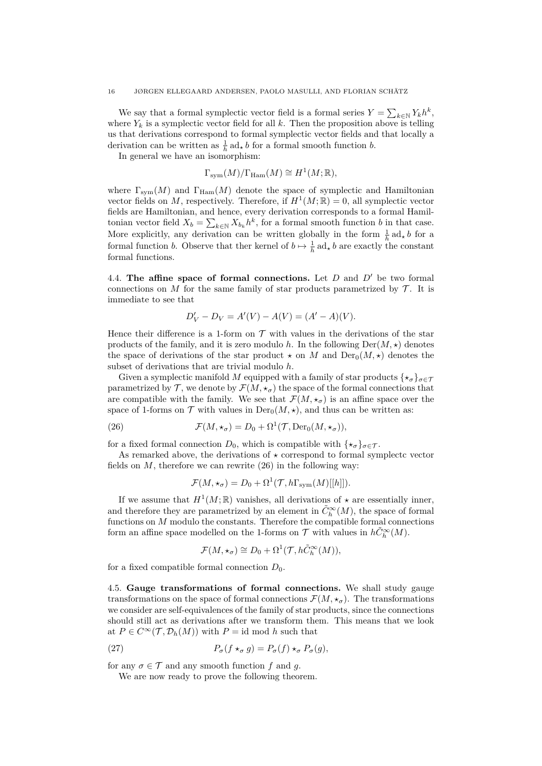We say that a formal symplectic vector field is a formal series $Y = \sum_{k\in\mathbb{N}} Y_k h^k$, where $Y_k$ is a symplectic vector field for all $k$. Then the proposition above is telling us that derivations correspond to formal symplectic vector fields and that locally a derivation can be written as $\frac{1}{h}\,\mathrm{ad}_\star b$ for a formal smooth function $b$.

In general we have an isomorphism:

$$\Gamma_{\mathrm{sym}}(M)/\Gamma_{\mathrm{Ham}}(M) \cong H^1(M;\mathbb{R}),$$

where $\Gamma_{\mathrm{sym}}(M)$ and $\Gamma_{\mathrm{Ham}}(M)$ denote the space of symplectic and Hamiltonian vector fields on $M$, respectively. Therefore, if $H^1(M;\mathbb{R}) = 0$, all symplectic vector fields are Hamiltonian, and hence, every derivation corresponds to a formal Hamiltonian vector field $X_b = \sum_{k\in\mathbb{N}} X_{b_k} h^k$, for a formal smooth function $b$ in that case. More explicitly, any derivation can be written globally in the form $\frac{1}{h}\,\mathrm{ad}_\star b$ for a formal function $b$. Observe that ther kernel of $b \mapsto \frac{1}{h}\,\mathrm{ad}_\star b$ are exactly the constant formal functions.

4.4. **The affine space of formal connections.** Let $D$ and $D'$ be two formal connections on $M$ for the same family of star products parametrized by $\mathcal{T}$. It is immediate to see that

$$D'_V - D_V = A'(V) - A(V) = (A' - A)(V).$$

Hence their difference is a 1-form on $\mathcal{T}$ with values in the derivations of the star products of the family, and it is zero modulo $h$. In the following $\mathrm{Der}(M,\star)$ denotes the space of derivations of the star product $\star$ on $M$ and $\mathrm{Der}_0(M,\star)$ denotes the subset of derivations that are trivial modulo $h$.

Given a symplectic manifold $M$ equipped with a family of star products $\{\star_\sigma\}_{\sigma\in\mathcal{T}}$ parametrized by $\mathcal{T}$, we denote by $\mathcal{F}(M,\star_\sigma)$ the space of the formal connections that are compatible with the family. We see that $\mathcal{F}(M,\star_\sigma)$ is an affine space over the space of 1-forms on $\mathcal{T}$ with values in $\mathrm{Der}_0(M,\star)$, and thus can be written as:

$$\mathcal{F}(M,\star_\sigma) = D_0 + \Omega^1(\mathcal{T}, \mathrm{Der}_0(M,\star_\sigma)), \tag{26}$$

for a fixed formal connection $D_0$, which is compatible with $\{\star_\sigma\}_{\sigma\in\mathcal{T}}$.

As remarked above, the derivations of $\star$ correspond to formal symplectc vector fields on $M$, therefore we can rewrite (26) in the following way:

$$\mathcal{F}(M,\star_\sigma) = D_0 + \Omega^1(\mathcal{T}, h\Gamma_{\mathrm{sym}}(M)[[h]]).$$

If we assume that $H^1(M;\mathbb{R})$ vanishes, all derivations of $\star$ are essentially inner, and therefore they are parametrized by an element in $\tilde{C}^\infty_h(M)$, the space of formal functions on $M$ modulo the constants. Therefore the compatible formal connections form an affine space modelled on the 1-forms on $\mathcal{T}$ with values in $h\tilde{C}^\infty_h(M)$.

$$\mathcal{F}(M,\star_\sigma) \cong D_0 + \Omega^1(\mathcal{T}, h\tilde{C}^\infty_h(M)),$$

for a fixed compatible formal connection $D_0$.

4.5. **Gauge transformations of formal connections.** We shall study gauge transformations on the space of formal connections $\mathcal{F}(M,\star_\sigma)$. The transformations we consider are self-equivalences of the family of star products, since the connections should still act as derivations after we transform them. This means that we look at $P \in C^\infty(\mathcal{T}, \mathcal{D}_h(M))$ with $P = \mathrm{id} \bmod h$ such that

$$P_\sigma(f \star_\sigma g) = P_\sigma(f) \star_\sigma P_\sigma(g), \tag{27}$$

for any $\sigma \in \mathcal{T}$ and any smooth function $f$ and $g$.

We are now ready to prove the following theorem.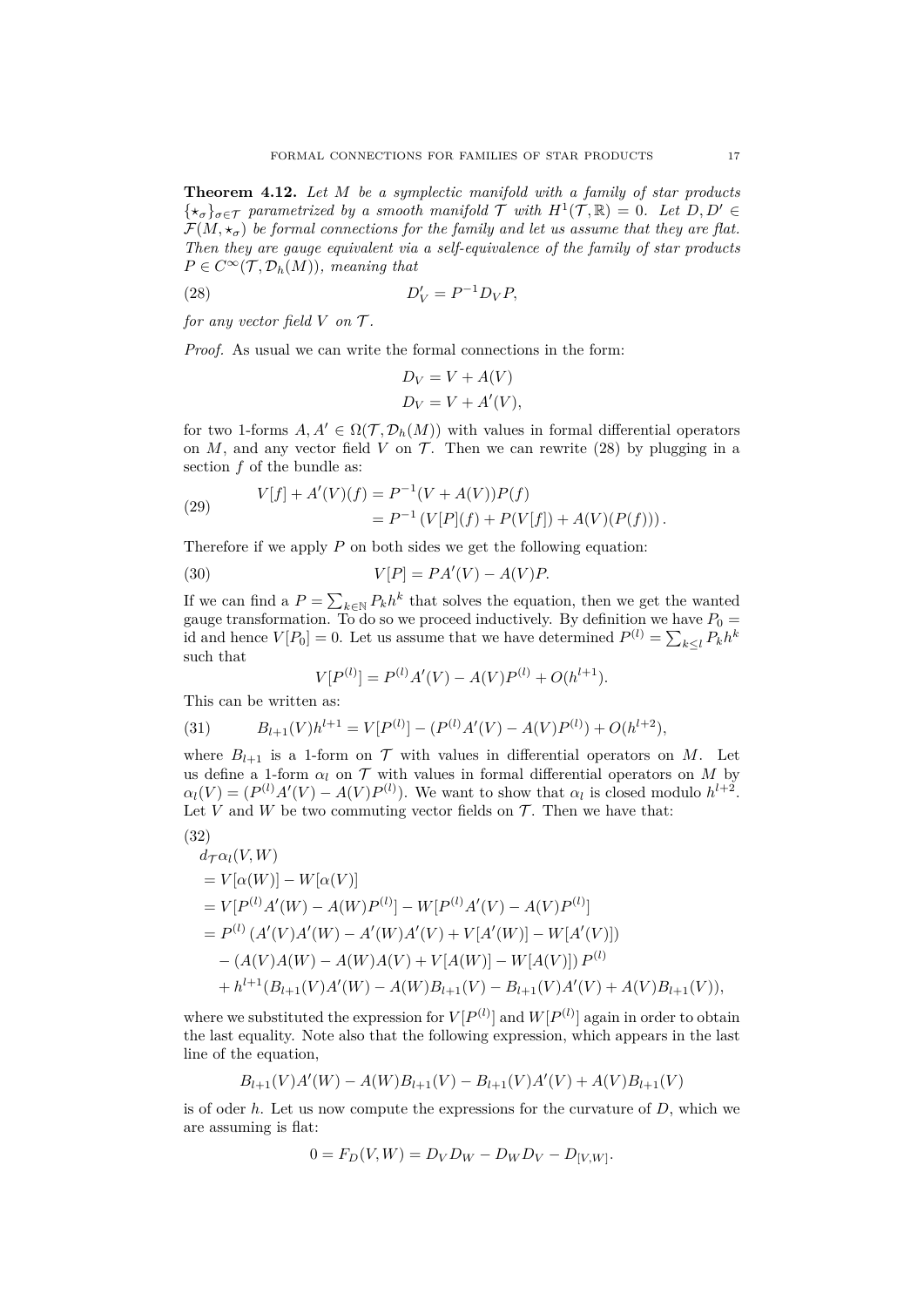**Theorem 4.12.** *Let $M$ be a symplectic manifold with a family of star products $\{\star_\sigma\}_{\sigma\in\mathcal{T}}$ parametrized by a smooth manifold $\mathcal{T}$ with $H^1(\mathcal{T},\mathbb{R}) = 0$. Let $D, D' \in \mathcal{F}(M, \star_\sigma)$ be formal connections for the family and let us assume that they are flat. Then they are gauge equivalent via a self-equivalence of the family of star products $P \in C^\infty(\mathcal{T}, \mathcal{D}_h(M))$, meaning that*

$$D'_V = P^{-1} D_V P, \tag{28}$$

*for any vector field $V$ on $\mathcal{T}$.*

*Proof.* As usual we can write the formal connections in the form:

$$D_V = V + A(V)$$
$$D_V = V + A'(V),$$

for two 1-forms $A, A' \in \Omega(\mathcal{T}, \mathcal{D}_h(M))$ with values in formal differential operators on $M$, and any vector field $V$ on $\mathcal{T}$. Then we can rewrite (28) by plugging in a section $f$ of the bundle as:

$$\begin{aligned} V[f] + A'(V)(f) &= P^{-1}(V + A(V))P(f) \\ &= P^{-1}\left(V[P](f) + P(V[f]) + A(V)(P(f))\right). \end{aligned} \tag{29}$$

Therefore if we apply $P$ on both sides we get the following equation:

$$V[P] = PA'(V) - A(V)P. \tag{30}$$

If we can find a $P = \sum_{k\in\mathbb{N}} P_k h^k$ that solves the equation, then we get the wanted gauge transformation. To do so we proceed inductively. By definition we have $P_0 = \text{id}$ and hence $V[P_0] = 0$. Let us assume that we have determined $P^{(l)} = \sum_{k\le l} P_k h^k$ such that

$$V[P^{(l)}] = P^{(l)}A'(V) - A(V)P^{(l)} + O(h^{l+1}).$$

This can be written as:

$$B_{l+1}(V)h^{l+1} = V[P^{(l)}] - (P^{(l)}A'(V) - A(V)P^{(l)}) + O(h^{l+2}), \tag{31}$$

where $B_{l+1}$ is a 1-form on $\mathcal{T}$ with values in differential operators on $M$. Let us define a 1-form $\alpha_l$ on $\mathcal{T}$ with values in formal differential operators on $M$ by $\alpha_l(V) = (P^{(l)}A'(V) - A(V)P^{(l)})$. We want to show that $\alpha_l$ is closed modulo $h^{l+2}$. Let $V$ and $W$ be two commuting vector fields on $\mathcal{T}$. Then we have that:

$$\begin{aligned}
&d_{\mathcal{T}}\alpha_l(V,W) \\
&= V[\alpha(W)] - W[\alpha(V)] \\
&= V[P^{(l)}A'(W) - A(W)P^{(l)}] - W[P^{(l)}A'(V) - A(V)P^{(l)}] \\
&= P^{(l)}\left(A'(V)A'(W) - A'(W)A'(V) + V[A'(W)] - W[A'(V)]\right) \\
&\quad - \left(A(V)A(W) - A(W)A(V) + V[A(W)] - W[A(V)]\right)P^{(l)} \\
&\quad + h^{l+1}(B_{l+1}(V)A'(W) - A(W)B_{l+1}(V) - B_{l+1}(V)A'(V) + A(V)B_{l+1}(V)),
\end{aligned} \tag{32}$$

where we substituted the expression for $V[P^{(l)}]$ and $W[P^{(l)}]$ again in order to obtain the last equality. Note also that the following expression, which appears in the last line of the equation,

$$B_{l+1}(V)A'(W) - A(W)B_{l+1}(V) - B_{l+1}(V)A'(V) + A(V)B_{l+1}(V)$$

is of oder $h$. Let us now compute the expressions for the curvature of $D$, which we are assuming is flat:

$$0 = F_D(V,W) = D_V D_W - D_W D_V - D_{[V,W]}.$$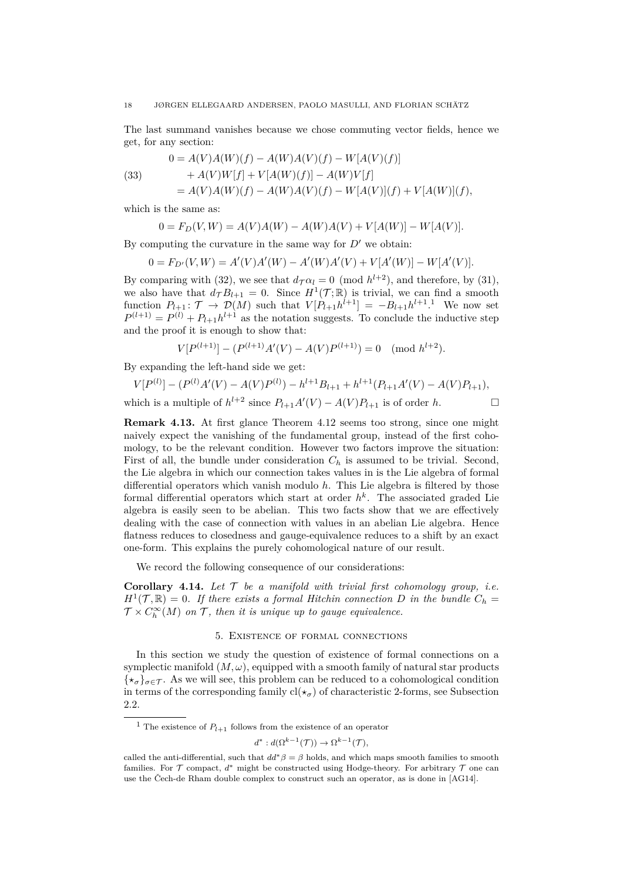The last summand vanishes because we chose commuting vector fields, hence we get, for any section:

$$
\begin{aligned}
0 &= A(V)A(W)(f) - A(W)A(V)(f) - W[A(V)(f)] \\
&\quad + A(V)W[f] + V[A(W)(f)] - A(W)V[f] \\
&= A(V)A(W)(f) - A(W)A(V)(f) - W[A(V)](f) + V[A(W)](f),
\end{aligned}
\tag{33}
$$

which is the same as:

$$
0 = F_D(V,W) = A(V)A(W) - A(W)A(V) + V[A(W)] - W[A(V)].
$$

By computing the curvature in the same way for $D'$ we obtain:

$$
0 = F_{D'}(V,W) = A'(V)A'(W) - A'(W)A'(V) + V[A'(W)] - W[A'(V)].
$$

By comparing with (32), we see that $d_{\mathcal{T}}\alpha_l = 0 \pmod{h^{l+2}}$, and therefore, by (31), we also have that $d_{\mathcal{T}}B_{l+1} = 0$. Since $H^1(\mathcal{T};\mathbb{R})$ is trivial, we can find a smooth function $P_{l+1}\colon \mathcal{T} \to \mathcal{D}(M)$ such that $V[P_{l+1}h^{l+1}] = -B_{l+1}h^{l+1}$.[1] We now set $P^{(l+1)} = P^{(l)} + P_{l+1}h^{l+1}$ as the notation suggests. To conclude the inductive step and the proof it is enough to show that:

$$
V[P^{(l+1)}] - (P^{(l+1)}A'(V) - A(V)P^{(l+1)}) = 0 \pmod{h^{l+2}}.
$$

By expanding the left-hand side we get:

$$
V[P^{(l)}] - (P^{(l)}A'(V) - A(V)P^{(l)}) - h^{l+1}B_{l+1} + h^{l+1}(P_{l+1}A'(V) - A(V)P_{l+1}),
$$

which is a multiple of $h^{l+2}$ since $P_{l+1}A'(V) - A(V)P_{l+1}$ is of order $h$. □

**Remark 4.13.** At first glance Theorem 4.12 seems too strong, since one might naively expect the vanishing of the fundamental group, instead of the first cohomology, to be the relevant condition. However two factors improve the situation: First of all, the bundle under consideration $C_h$ is assumed to be trivial. Second, the Lie algebra in which our connection takes values in is the Lie algebra of formal differential operators which vanish modulo $h$. This Lie algebra is filtered by those formal differential operators which start at order $h^k$. The associated graded Lie algebra is easily seen to be abelian. This two facts show that we are effectively dealing with the case of connection with values in an abelian Lie algebra. Hence flatness reduces to closedness and gauge-equivalence reduces to a shift by an exact one-form. This explains the purely cohomological nature of our result.

We record the following consequence of our considerations:

**Corollary 4.14.** *Let $\mathcal{T}$ be a manifold with trivial first cohomology group, i.e. $H^1(\mathcal{T},\mathbb{R}) = 0$. If there exists a formal Hitchin connection $D$ in the bundle $C_h = \mathcal{T} \times C_h^\infty(M)$ on $\mathcal{T}$, then it is unique up to gauge equivalence.*

## 5. Existence of formal connections

In this section we study the question of existence of formal connections on a symplectic manifold $(M,\omega)$, equipped with a smooth family of natural star products $\{\star_\sigma\}_{\sigma\in\mathcal{T}}$. As we will see, this problem can be reduced to a cohomological condition in terms of the corresponding family $\mathrm{cl}(\star_\sigma)$ of characteristic 2-forms, see Subsection 2.2.

---

[1] The existence of $P_{l+1}$ follows from the existence of an operator

$$
d^* : d(\Omega^{k-1}(\mathcal{T})) \to \Omega^{k-1}(\mathcal{T}),
$$

called the anti-differential, such that $dd^*\beta = \beta$ holds, and which maps smooth families to smooth families. For $\mathcal{T}$ compact, $d^*$ might be constructed using Hodge-theory. For arbitrary $\mathcal{T}$ one can use the Čech-de Rham double complex to construct such an operator, as is done in [AG14].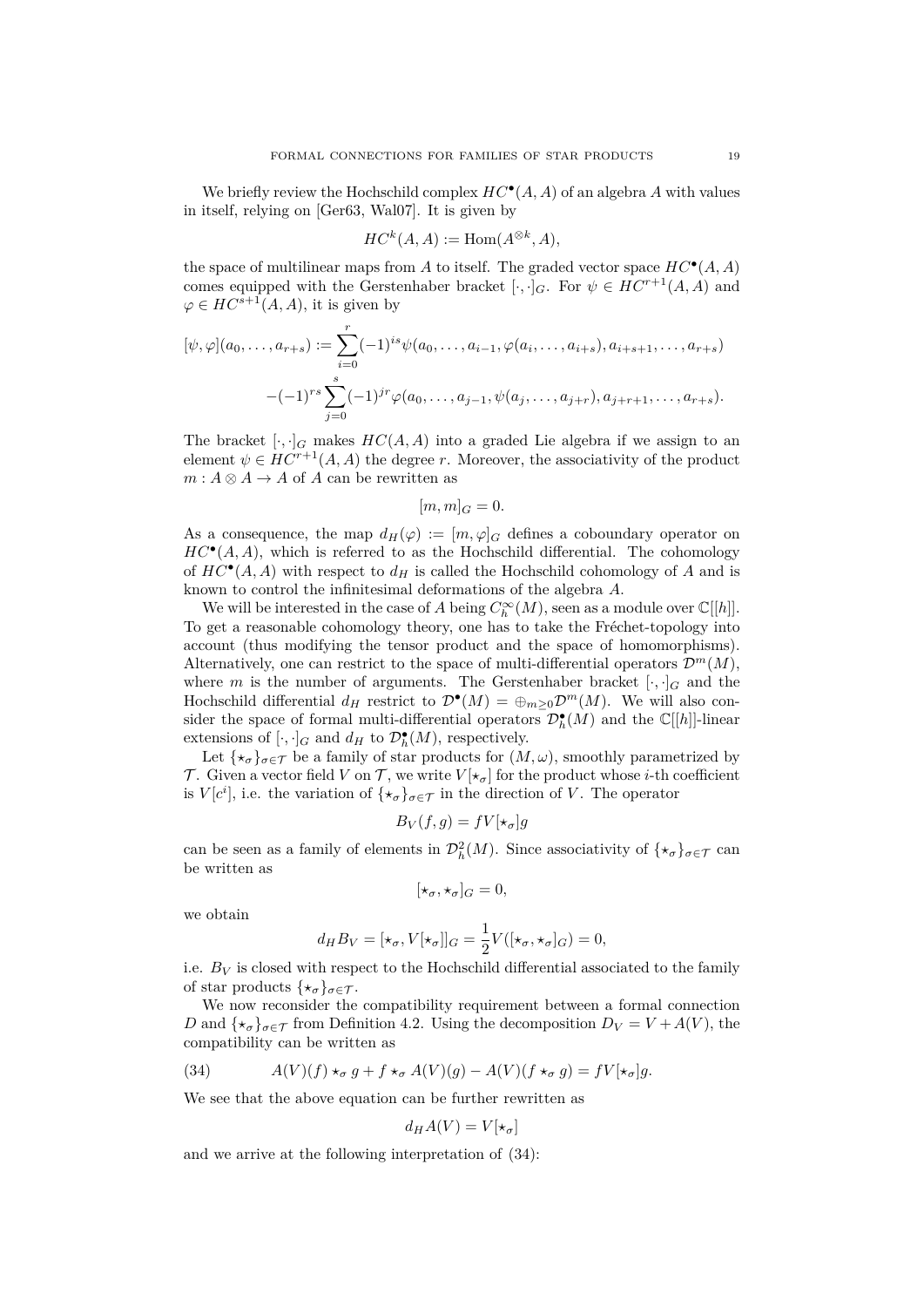We briefly review the Hochschild complex $HC^\bullet(A,A)$ of an algebra $A$ with values in itself, relying on [Ger63, Wal07]. It is given by

$$HC^k(A,A) := \mathrm{Hom}(A^{\otimes k}, A),$$

the space of multilinear maps from $A$ to itself. The graded vector space $HC^\bullet(A,A)$ comes equipped with the Gerstenhaber bracket $[\cdot,\cdot]_G$. For $\psi \in HC^{r+1}(A,A)$ and $\varphi \in HC^{s+1}(A,A)$, it is given by

$$\begin{aligned}
[\psi,\varphi](a_0,\ldots,a_{r+s}) := &\sum_{i=0}^{r}(-1)^{is}\psi(a_0,\ldots,a_{i-1},\varphi(a_i,\ldots,a_{i+s}),a_{i+s+1},\ldots,a_{r+s}) \\
&-(-1)^{rs}\sum_{j=0}^{s}(-1)^{jr}\varphi(a_0,\ldots,a_{j-1},\psi(a_j,\ldots,a_{j+r}),a_{j+r+1},\ldots,a_{r+s}).
\end{aligned}$$

The bracket $[\cdot,\cdot]_G$ makes $HC(A,A)$ into a graded Lie algebra if we assign to an element $\psi \in HC^{r+1}(A,A)$ the degree $r$. Moreover, the associativity of the product $m : A \otimes A \to A$ of $A$ can be rewritten as

$$[m,m]_G = 0.$$

As a consequence, the map $d_H(\varphi) := [m,\varphi]_G$ defines a coboundary operator on $HC^\bullet(A,A)$, which is referred to as the Hochschild differential. The cohomology of $HC^\bullet(A,A)$ with respect to $d_H$ is called the Hochschild cohomology of $A$ and is known to control the infinitesimal deformations of the algebra $A$.

We will be interested in the case of $A$ being $C^\infty_\hbar(M)$, seen as a module over $\mathbb{C}[[h]]$. To get a reasonable cohomology theory, one has to take the Fréchet-topology into account (thus modifying the tensor product and the space of homomorphisms). Alternatively, one can restrict to the space of multi-differential operators $\mathcal{D}^m(M)$, where $m$ is the number of arguments. The Gerstenhaber bracket $[\cdot,\cdot]_G$ and the Hochschild differential $d_H$ restrict to $\mathcal{D}^\bullet(M) = \oplus_{m\geq 0}\mathcal{D}^m(M)$. We will also consider the space of formal multi-differential operators $\mathcal{D}^\bullet_\hbar(M)$ and the $\mathbb{C}[[h]]$-linear extensions of $[\cdot,\cdot]_G$ and $d_H$ to $\mathcal{D}^\bullet_\hbar(M)$, respectively.

Let $\{\star_\sigma\}_{\sigma\in\mathcal{T}}$ be a family of star products for $(M,\omega)$, smoothly parametrized by $\mathcal{T}$. Given a vector field $V$ on $\mathcal{T}$, we write $V[\star_\sigma]$ for the product whose $i$-th coefficient is $V[c^i]$, i.e. the variation of $\{\star_\sigma\}_{\sigma\in\mathcal{T}}$ in the direction of $V$. The operator

$$B_V(f,g) = fV[\star_\sigma]g$$

can be seen as a family of elements in $\mathcal{D}^2_\hbar(M)$. Since associativity of $\{\star_\sigma\}_{\sigma\in\mathcal{T}}$ can be written as

$$[\star_\sigma,\star_\sigma]_G = 0,$$

we obtain

$$d_H B_V = [\star_\sigma, V[\star_\sigma]]_G = \frac{1}{2}V([\star_\sigma,\star_\sigma]_G) = 0,$$

i.e. $B_V$ is closed with respect to the Hochschild differential associated to the family of star products $\{\star_\sigma\}_{\sigma\in\mathcal{T}}$.

We now reconsider the compatibility requirement between a formal connection $D$ and $\{\star_\sigma\}_{\sigma\in\mathcal{T}}$ from Definition 4.2. Using the decomposition $D_V = V + A(V)$, the compatibility can be written as

$$A(V)(f)\star_\sigma g + f\star_\sigma A(V)(g) - A(V)(f\star_\sigma g) = fV[\star_\sigma]g. \tag{34}$$

We see that the above equation can be further rewritten as

$$d_H A(V) = V[\star_\sigma]$$

and we arrive at the following interpretation of (34):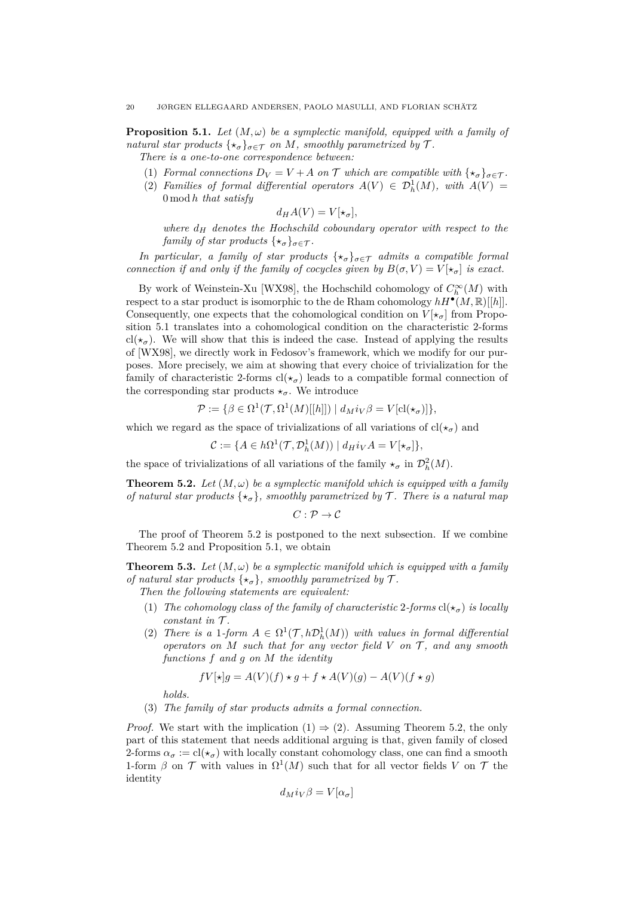**Proposition 5.1.** *Let $(M, \omega)$ be a symplectic manifold, equipped with a family of natural star products $\{\star_\sigma\}_{\sigma \in \mathcal{T}}$ on $M$, smoothly parametrized by $\mathcal{T}$.*

*There is a one-to-one correspondence between:*

1. *Formal connections $D_V = V + A$ on $\mathcal{T}$ which are compatible with $\{\star_\sigma\}_{\sigma \in \mathcal{T}}$.*
2. *Families of formal differential operators $A(V) \in \mathcal{D}^1_h(M)$, with $A(V) = 0 \bmod h$ that satisfy*
$$d_H A(V) = V[\star_\sigma],$$
*where $d_H$ denotes the Hochschild coboundary operator with respect to the family of star products $\{\star_\sigma\}_{\sigma \in \mathcal{T}}$.*

*In particular, a family of star products $\{\star_\sigma\}_{\sigma \in \mathcal{T}}$ admits a compatible formal connection if and only if the family of cocycles given by $B(\sigma, V) = V[\star_\sigma]$ is exact.*

By work of Weinstein-Xu [WX98], the Hochschild cohomology of $C^\infty_h(M)$ with respect to a star product is isomorphic to the de Rham cohomology $hH^\bullet(M, \mathbb{R})[[h]]$. Consequently, one expects that the cohomological condition on $V[\star_\sigma]$ from Proposition 5.1 translates into a cohomological condition on the characteristic 2-forms $\mathrm{cl}(\star_\sigma)$. We will show that this is indeed the case. Instead of applying the results of [WX98], we directly work in Fedosov's framework, which we modify for our purposes. More precisely, we aim at showing that every choice of trivialization for the family of characteristic 2-forms $\mathrm{cl}(\star_\sigma)$ leads to a compatible formal connection of the corresponding star products $\star_\sigma$. We introduce

$$\mathcal{P} := \{\beta \in \Omega^1(\mathcal{T}, \Omega^1(M)[[h]]) \mid d_M i_V \beta = V[\mathrm{cl}(\star_\sigma)]\},$$

which we regard as the space of trivializations of all variations of $\mathrm{cl}(\star_\sigma)$ and

$$\mathcal{C} := \{A \in h\Omega^1(\mathcal{T}, \mathcal{D}^1_h(M)) \mid d_H i_V A = V[\star_\sigma]\},$$

the space of trivializations of all variations of the family $\star_\sigma$ in $\mathcal{D}^2_h(M)$.

**Theorem 5.2.** *Let $(M, \omega)$ be a symplectic manifold which is equipped with a family of natural star products $\{\star_\sigma\}$, smoothly parametrized by $\mathcal{T}$. There is a natural map*

$$C : \mathcal{P} \to \mathcal{C}$$

The proof of Theorem 5.2 is postponed to the next subsection. If we combine Theorem 5.2 and Proposition 5.1, we obtain

**Theorem 5.3.** *Let $(M, \omega)$ be a symplectic manifold which is equipped with a family of natural star products $\{\star_\sigma\}$, smoothly parametrized by $\mathcal{T}$.*

*Then the following statements are equivalent:*

1. *The cohomology class of the family of characteristic 2-forms $\mathrm{cl}(\star_\sigma)$ is locally constant in $\mathcal{T}$.*
2. *There is a 1-form $A \in \Omega^1(\mathcal{T}, h\mathcal{D}^1_h(M))$ with values in formal differential operators on $M$ such that for any vector field $V$ on $\mathcal{T}$, and any smooth functions $f$ and $g$ on $M$ the identity*
$$fV[\star]g = A(V)(f) \star g + f \star A(V)(g) - A(V)(f \star g)$$
*holds.*
3. *The family of star products admits a formal connection.*

*Proof.* We start with the implication (1) $\Rightarrow$ (2). Assuming Theorem 5.2, the only part of this statement that needs additional arguing is that, given family of closed 2-forms $\alpha_\sigma := \mathrm{cl}(\star_\sigma)$ with locally constant cohomology class, one can find a smooth 1-form $\beta$ on $\mathcal{T}$ with values in $\Omega^1(M)$ such that for all vector fields $V$ on $\mathcal{T}$ the identity

$$d_M i_V \beta = V[\alpha_\sigma]$$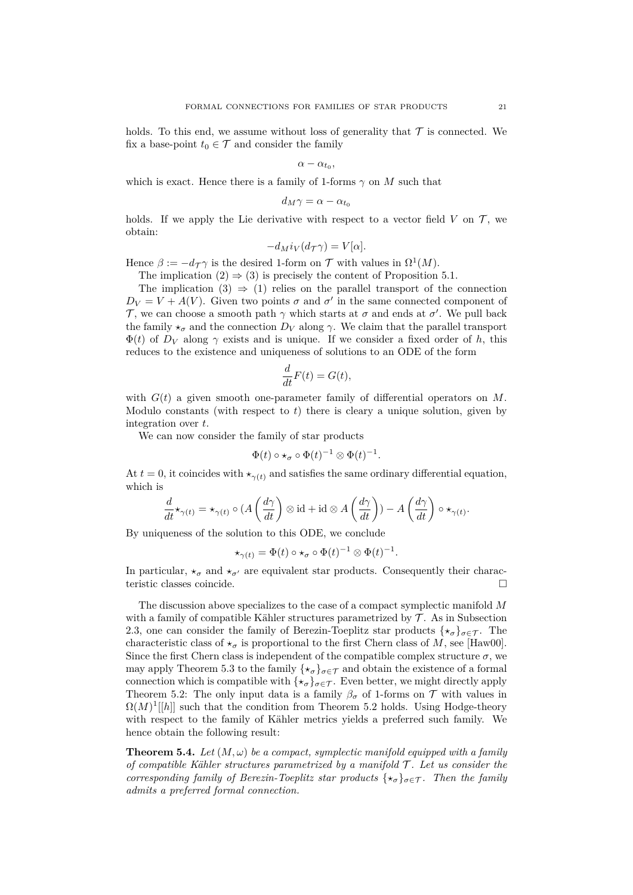holds. To this end, we assume without loss of generality that $\mathcal{T}$ is connected. We fix a base-point $t_0 \in \mathcal{T}$ and consider the family

$$\alpha - \alpha_{t_0},$$

which is exact. Hence there is a family of 1-forms $\gamma$ on $M$ such that

$$d_M\gamma = \alpha - \alpha_{t_0}$$

holds. If we apply the Lie derivative with respect to a vector field $V$ on $\mathcal{T}$, we obtain:

$$-d_M i_V(d_{\mathcal{T}}\gamma) = V[\alpha].$$

Hence $\beta := -d_{\mathcal{T}}\gamma$ is the desired 1-form on $\mathcal{T}$ with values in $\Omega^1(M)$.

The implication (2) $\Rightarrow$ (3) is precisely the content of Proposition 5.1.

The implication (3) $\Rightarrow$ (1) relies on the parallel transport of the connection $D_V = V + A(V)$. Given two points $\sigma$ and $\sigma'$ in the same connected component of $\mathcal{T}$, we can choose a smooth path $\gamma$ which starts at $\sigma$ and ends at $\sigma'$. We pull back the family $\star_\sigma$ and the connection $D_V$ along $\gamma$. We claim that the parallel transport $\Phi(t)$ of $D_V$ along $\gamma$ exists and is unique. If we consider a fixed order of $h$, this reduces to the existence and uniqueness of solutions to an ODE of the form

$$\frac{d}{dt}F(t) = G(t),$$

with $G(t)$ a given smooth one-parameter family of differential operators on $M$. Modulo constants (with respect to $t$) there is cleary a unique solution, given by integration over $t$.

We can now consider the family of star products

$$\Phi(t) \circ \star_\sigma \circ \Phi(t)^{-1} \otimes \Phi(t)^{-1}.$$

At $t = 0$, it coincides with $\star_{\gamma(t)}$ and satisfies the same ordinary differential equation, which is

$$\frac{d}{dt}\star_{\gamma(t)} = \star_{\gamma(t)} \circ (A\left(\frac{d\gamma}{dt}\right) \otimes \mathrm{id} + \mathrm{id} \otimes A\left(\frac{d\gamma}{dt}\right)) - A\left(\frac{d\gamma}{dt}\right) \circ \star_{\gamma(t)}.$$

By uniqueness of the solution to this ODE, we conclude

$$\star_{\gamma(t)} = \Phi(t) \circ \star_\sigma \circ \Phi(t)^{-1} \otimes \Phi(t)^{-1}.$$

In particular, $\star_\sigma$ and $\star_{\sigma'}$ are equivalent star products. Consequently their characteristic classes coincide. □

The discussion above specializes to the case of a compact symplectic manifold $M$ with a family of compatible Kähler structures parametrized by $\mathcal{T}$. As in Subsection 2.3, one can consider the family of Berezin-Toeplitz star products $\{\star_\sigma\}_{\sigma\in\mathcal{T}}$. The characteristic class of $\star_\sigma$ is proportional to the first Chern class of $M$, see [Haw00]. Since the first Chern class is independent of the compatible complex structure $\sigma$, we may apply Theorem 5.3 to the family $\{\star_\sigma\}_{\sigma\in\mathcal{T}}$ and obtain the existence of a formal connection which is compatible with $\{\star_\sigma\}_{\sigma\in\mathcal{T}}$. Even better, we might directly apply Theorem 5.2: The only input data is a family $\beta_\sigma$ of 1-forms on $\mathcal{T}$ with values in $\Omega(M)^1[[h]]$ such that the condition from Theorem 5.2 holds. Using Hodge-theory with respect to the family of Kähler metrics yields a preferred such family. We hence obtain the following result:

**Theorem 5.4.** *Let $(M, \omega)$ be a compact, symplectic manifold equipped with a family of compatible Kähler structures parametrized by a manifold $\mathcal{T}$. Let us consider the corresponding family of Berezin-Toeplitz star products $\{\star_\sigma\}_{\sigma\in\mathcal{T}}$. Then the family admits a preferred formal connection.*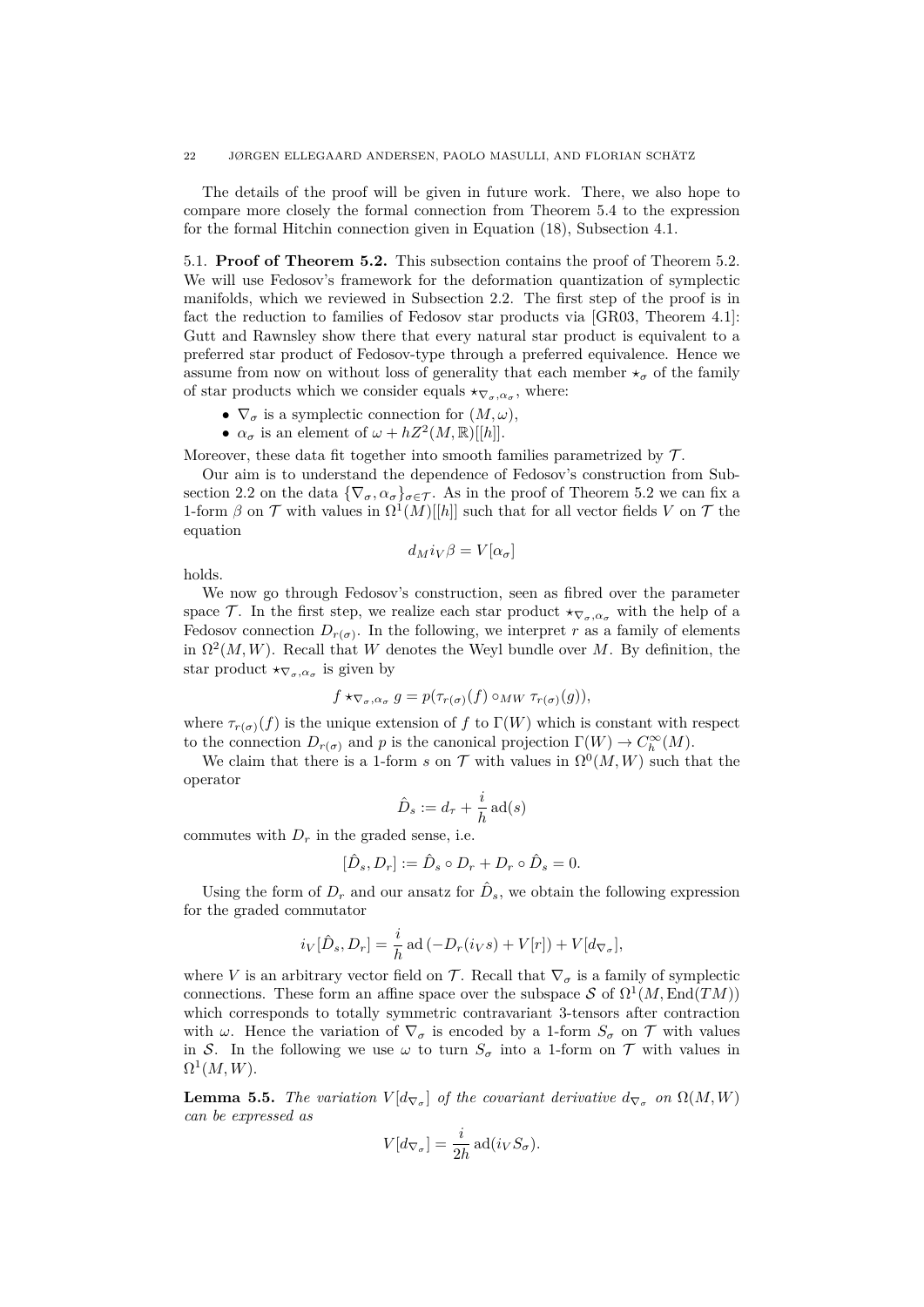The details of the proof will be given in future work. There, we also hope to compare more closely the formal connection from Theorem 5.4 to the expression for the formal Hitchin connection given in Equation (18), Subsection 4.1.

### 5.1. Proof of Theorem 5.2.

This subsection contains the proof of Theorem 5.2. We will use Fedosov's framework for the deformation quantization of symplectic manifolds, which we reviewed in Subsection 2.2. The first step of the proof is in fact the reduction to families of Fedosov star products via [GR03, Theorem 4.1]: Gutt and Rawnsley show there that every natural star product is equivalent to a preferred star product of Fedosov-type through a preferred equivalence. Hence we assume from now on without loss of generality that each member $\star_\sigma$ of the family of star products which we consider equals $\star_{\nabla_\sigma,\alpha_\sigma}$, where:

- $\nabla_\sigma$ is a symplectic connection for $(M,\omega)$,
- $\alpha_\sigma$ is an element of $\omega + hZ^2(M,\mathbb{R})[[h]]$.

Moreover, these data fit together into smooth families parametrized by $\mathcal{T}$.

Our aim is to understand the dependence of Fedosov's construction from Subsection 2.2 on the data $\{\nabla_\sigma, \alpha_\sigma\}_{\sigma\in\mathcal{T}}$. As in the proof of Theorem 5.2 we can fix a 1-form $\beta$ on $\mathcal{T}$ with values in $\Omega^1(M)[[h]]$ such that for all vector fields $V$ on $\mathcal{T}$ the equation

$$d_M i_V \beta = V[\alpha_\sigma]$$

holds.

We now go through Fedosov's construction, seen as fibred over the parameter space $\mathcal{T}$. In the first step, we realize each star product $\star_{\nabla_\sigma,\alpha_\sigma}$ with the help of a Fedosov connection $D_{r(\sigma)}$. In the following, we interpret $r$ as a family of elements in $\Omega^2(M,W)$. Recall that $W$ denotes the Weyl bundle over $M$. By definition, the star product $\star_{\nabla_\sigma,\alpha_\sigma}$ is given by

$$f \star_{\nabla_\sigma,\alpha_\sigma} g = p(\tau_{r(\sigma)}(f) \circ_{MW} \tau_{r(\sigma)}(g)),$$

where $\tau_{r(\sigma)}(f)$ is the unique extension of $f$ to $\Gamma(W)$ which is constant with respect to the connection $D_{r(\sigma)}$ and $p$ is the canonical projection $\Gamma(W) \to C_h^\infty(M)$.

We claim that there is a 1-form $s$ on $\mathcal{T}$ with values in $\Omega^0(M,W)$ such that the operator

$$\hat{D}_s := d_\tau + \frac{i}{h}\,\mathrm{ad}(s)$$

commutes with $D_r$ in the graded sense, i.e.

$$[\hat{D}_s, D_r] := \hat{D}_s \circ D_r + D_r \circ \hat{D}_s = 0.$$

Using the form of $D_r$ and our ansatz for $\hat{D}_s$, we obtain the following expression for the graded commutator

$$i_V[\hat{D}_s, D_r] = \frac{i}{h}\,\mathrm{ad}\left(-D_r(i_V s) + V[r]\right) + V[d_{\nabla_\sigma}],$$

where $V$ is an arbitrary vector field on $\mathcal{T}$. Recall that $\nabla_\sigma$ is a family of symplectic connections. These form an affine space over the subspace $\mathcal{S}$ of $\Omega^1(M,\mathrm{End}(TM))$ which corresponds to totally symmetric contravariant 3-tensors after contraction with $\omega$. Hence the variation of $\nabla_\sigma$ is encoded by a 1-form $S_\sigma$ on $\mathcal{T}$ with values in $\mathcal{S}$. In the following we use $\omega$ to turn $S_\sigma$ into a 1-form on $\mathcal{T}$ with values in $\Omega^1(M,W)$.

**Lemma 5.5.** *The variation $V[d_{\nabla_\sigma}]$ of the covariant derivative $d_{\nabla_\sigma}$ on $\Omega(M,W)$ can be expressed as*

$$V[d_{\nabla_\sigma}] = \frac{i}{2h}\,\mathrm{ad}(i_V S_\sigma).$$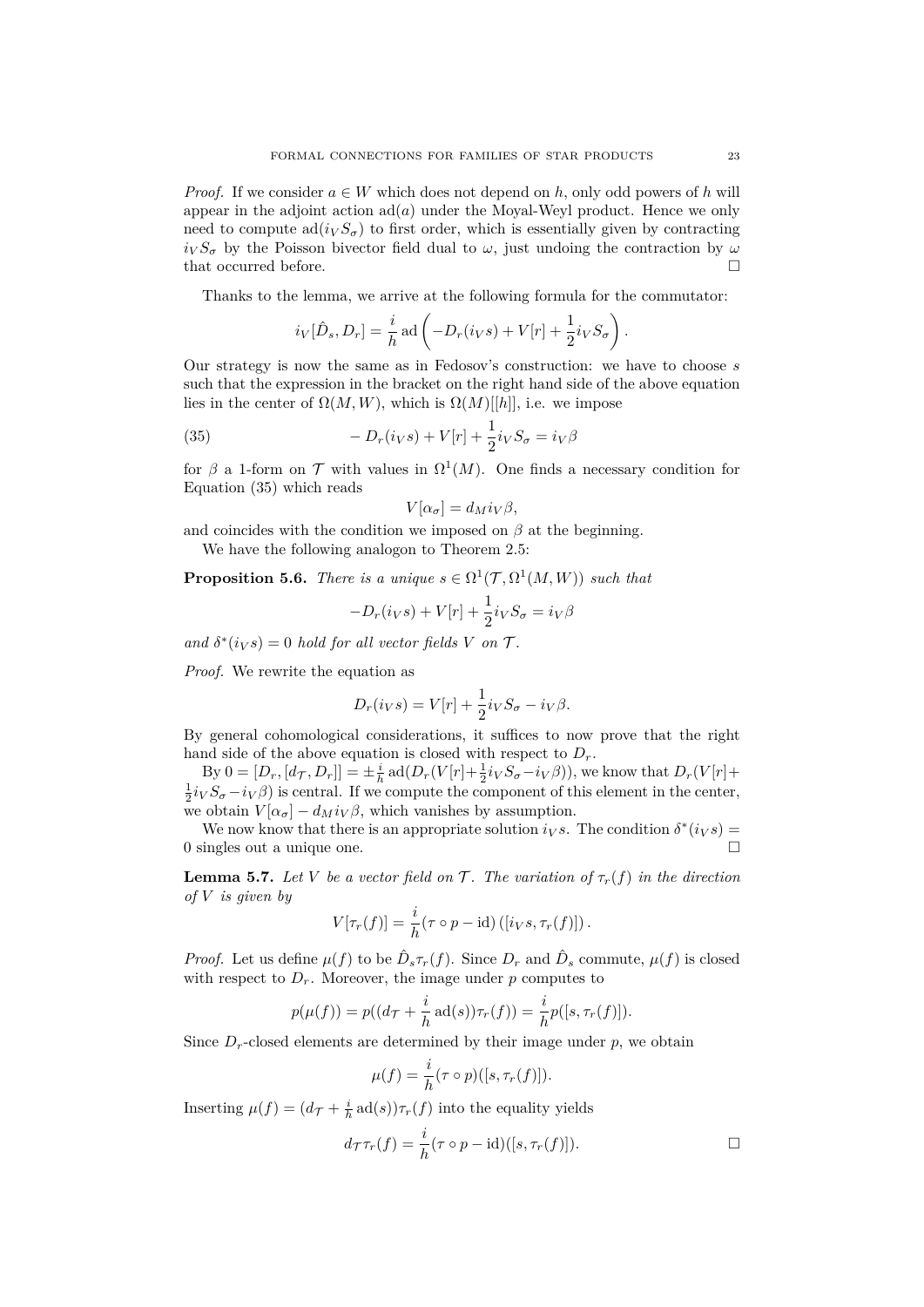*Proof.* If we consider $a \in W$ which does not depend on $h$, only odd powers of $h$ will appear in the adjoint action $\operatorname{ad}(a)$ under the Moyal-Weyl product. Hence we only need to compute $\operatorname{ad}(i_V S_\sigma)$ to first order, which is essentially given by contracting $i_V S_\sigma$ by the Poisson bivector field dual to $\omega$, just undoing the contraction by $\omega$ that occurred before. □

Thanks to the lemma, we arrive at the following formula for the commutator:

$$i_V[\hat{D}_s, D_r] = \frac{i}{h}\operatorname{ad}\left(-D_r(i_V s) + V[r] + \frac{1}{2} i_V S_\sigma\right).$$

Our strategy is now the same as in Fedosov's construction: we have to choose $s$ such that the expression in the bracket on the right hand side of the above equation lies in the center of $\Omega(M, W)$, which is $\Omega(M)[[h]]$, i.e. we impose

$$-D_r(i_V s) + V[r] + \frac{1}{2} i_V S_\sigma = i_V \beta \tag{35}$$

for $\beta$ a 1-form on $\mathcal{T}$ with values in $\Omega^1(M)$. One finds a necessary condition for Equation (35) which reads

$$V[\alpha_\sigma] = d_M i_V \beta,$$

and coincides with the condition we imposed on $\beta$ at the beginning.

We have the following analogon to Theorem 2.5:

**Proposition 5.6.** *There is a unique $s \in \Omega^1(\mathcal{T}, \Omega^1(M, W))$ such that*

$$-D_r(i_V s) + V[r] + \frac{1}{2} i_V S_\sigma = i_V \beta$$

*and $\delta^*(i_V s) = 0$ hold for all vector fields $V$ on $\mathcal{T}$.*

*Proof.* We rewrite the equation as

$$D_r(i_V s) = V[r] + \frac{1}{2} i_V S_\sigma - i_V \beta.$$

By general cohomological considerations, it suffices to now prove that the right hand side of the above equation is closed with respect to $D_r$.

By $0 = [D_r, [d_\mathcal{T}, D_r]] = \pm\frac{i}{h}\operatorname{ad}(D_r(V[r] + \frac{1}{2} i_V S_\sigma - i_V \beta))$, we know that $D_r(V[r] + \frac{1}{2} i_V S_\sigma - i_V \beta)$ is central. If we compute the component of this element in the center, we obtain $V[\alpha_\sigma] - d_M i_V \beta$, which vanishes by assumption.

We now know that there is an appropriate solution $i_V s$. The condition $\delta^*(i_V s) = 0$ singles out a unique one. □

**Lemma 5.7.** *Let $V$ be a vector field on $\mathcal{T}$. The variation of $\tau_r(f)$ in the direction of $V$ is given by*

$$V[\tau_r(f)] = \frac{i}{h}(\tau \circ p - \mathrm{id})\left([i_V s, \tau_r(f)]\right).$$

*Proof.* Let us define $\mu(f)$ to be $\hat{D}_s \tau_r(f)$. Since $D_r$ and $\hat{D}_s$ commute, $\mu(f)$ is closed with respect to $D_r$. Moreover, the image under $p$ computes to

$$p(\mu(f)) = p((d_\mathcal{T} + \frac{i}{h}\operatorname{ad}(s))\tau_r(f)) = \frac{i}{h} p([s, \tau_r(f)]).$$

Since $D_r$-closed elements are determined by their image under $p$, we obtain

$$\mu(f) = \frac{i}{h}(\tau \circ p)([s, \tau_r(f)]).$$

Inserting $\mu(f) = (d_\mathcal{T} + \frac{i}{h}\operatorname{ad}(s))\tau_r(f)$ into the equality yields

$$d_\mathcal{T}\tau_r(f) = \frac{i}{h}(\tau \circ p - \mathrm{id})([s, \tau_r(f)]).$$

□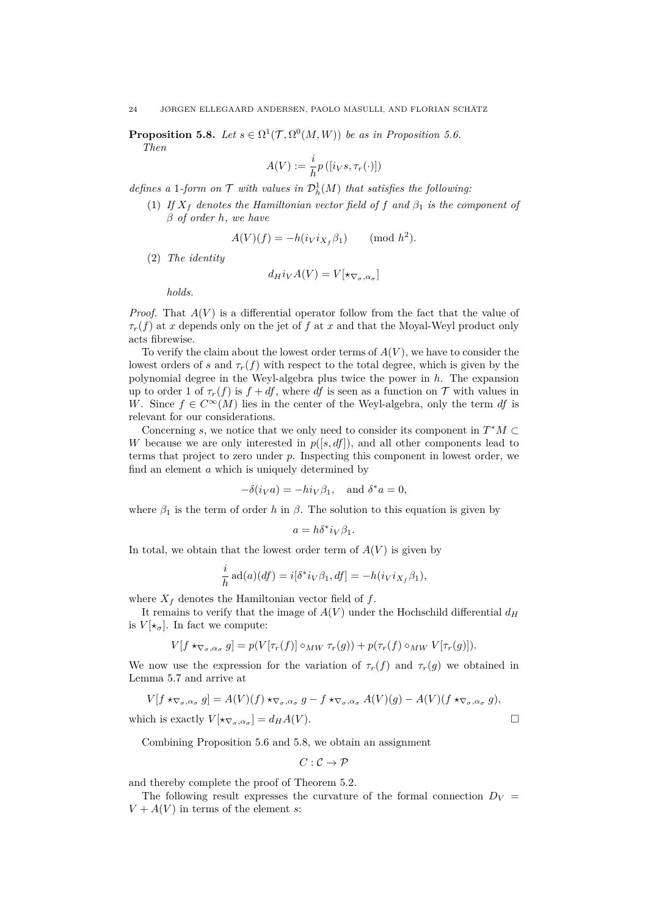**Proposition 5.8.** *Let $s \in \Omega^1(\mathcal{T}, \Omega^0(M, W))$ be as in Proposition 5.6. Then*

$$A(V) := \frac{i}{h} p\left([i_V s, \tau_r(\cdot)]\right)$$

*defines a 1-form on $\mathcal{T}$ with values in $\mathcal{D}^1_h(M)$ that satisfies the following:*

1. *If $X_f$ denotes the Hamiltonian vector field of $f$ and $\beta_1$ is the component of $\beta$ of order $h$, we have*

$$A(V)(f) = -h(i_V i_{X_f} \beta_1) \qquad (\text{mod } h^2).$$

2. *The identity*

$$d_H i_V A(V) = V[\star_{\nabla_\sigma, \alpha_\sigma}]$$

*holds.*

*Proof.* That $A(V)$ is a differential operator follow from the fact that the value of $\tau_r(f)$ at $x$ depends only on the jet of $f$ at $x$ and that the Moyal-Weyl product only acts fibrewise.

To verify the claim about the lowest order terms of $A(V)$, we have to consider the lowest orders of $s$ and $\tau_r(f)$ with respect to the total degree, which is given by the polynomial degree in the Weyl-algebra plus twice the power in $h$. The expansion up to order 1 of $\tau_r(f)$ is $f + df$, where $df$ is seen as a function on $\mathcal{T}$ with values in $W$. Since $f \in C^\infty(M)$ lies in the center of the Weyl-algebra, only the term $df$ is relevant for our considerations.

Concerning $s$, we notice that we only need to consider its component in $T^*M \subset W$ because we are only interested in $p([s, df])$, and all other components lead to terms that project to zero under $p$. Inspecting this component in lowest order, we find an element $a$ which is uniquely determined by

$$-\delta(i_V a) = -h i_V \beta_1, \quad \text{and } \delta^* a = 0,$$

where $\beta_1$ is the term of order $h$ in $\beta$. The solution to this equation is given by

$$a = h \delta^* i_V \beta_1.$$

In total, we obtain that the lowest order term of $A(V)$ is given by

$$\frac{i}{h} \operatorname{ad}(a)(df) = i[\delta^* i_V \beta_1, df] = -h(i_V i_{X_f} \beta_1),$$

where $X_f$ denotes the Hamiltonian vector field of $f$.

It remains to verify that the image of $A(V)$ under the Hochschild differential $d_H$ is $V[\star_\sigma]$. In fact we compute:

$$V[f \star_{\nabla_\sigma, \alpha_\sigma} g] = p(V[\tau_r(f)] \circ_{MW} \tau_r(g)) + p(\tau_r(f) \circ_{MW} V[\tau_r(g)]).$$

We now use the expression for the variation of $\tau_r(f)$ and $\tau_r(g)$ we obtained in Lemma 5.7 and arrive at

$$V[f \star_{\nabla_\sigma, \alpha_\sigma} g] = A(V)(f) \star_{\nabla_\sigma, \alpha_\sigma} g - f \star_{\nabla_\sigma, \alpha_\sigma} A(V)(g) - A(V)(f \star_{\nabla_\sigma, \alpha_\sigma} g),$$

which is exactly $V[\star_{\nabla_\sigma, \alpha_\sigma}] = d_H A(V)$. $\square$

Combining Proposition 5.6 and 5.8, we obtain an assignment

$$C : \mathcal{C} \to \mathcal{P}$$

and thereby complete the proof of Theorem 5.2.

The following result expresses the curvature of the formal connection $D_V = V + A(V)$ in terms of the element $s$: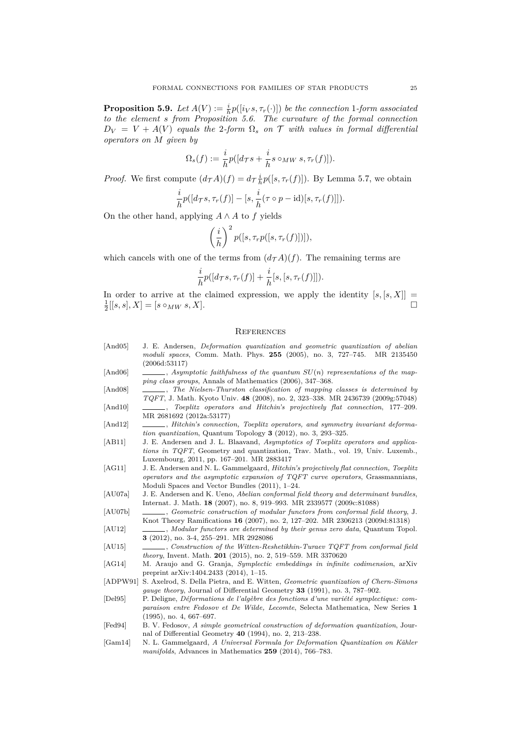**Proposition 5.9.** *Let $A(V) := \frac{i}{h}p([i_V s, \tau_r(\cdot)])$ be the connection 1-form associated to the element $s$ from Proposition 5.6. The curvature of the formal connection $D_V = V + A(V)$ equals the 2-form $\Omega_s$ on $\mathcal{T}$ with values in formal differential operators on $M$ given by*

$$\Omega_s(f) := \frac{i}{h}p([d_{\mathcal{T}}s + \frac{i}{h}s \circ_{MW} s, \tau_r(f)]).$$

*Proof.* We first compute $(d_{\mathcal{T}}A)(f) = d_{\mathcal{T}}\frac{i}{h}p([s, \tau_r(f)])$. By Lemma 5.7, we obtain

$$\frac{i}{h}p([d_{\mathcal{T}}s, \tau_r(f)] - [s, \frac{i}{h}(\tau \circ p - \mathrm{id})[s, \tau_r(f)]]).$$

On the other hand, applying $A \wedge A$ to $f$ yields

$$\left(\frac{i}{h}\right)^2 p([s, \tau_r p([s, \tau_r(f)])]),$$

which cancels with one of the terms from $(d_{\mathcal{T}}A)(f)$. The remaining terms are

$$\frac{i}{h}p([d_{\mathcal{T}}s, \tau_r(f)] + \frac{i}{h}[s, [s, \tau_r(f)]]).$$

In order to arrive at the claimed expression, we apply the identity $[s, [s, X]] = \frac{1}{2}[[s, s], X] = [s \circ_{MW} s, X]$. $\square$

## References

[And05] J. E. Andersen, *Deformation quantization and geometric quantization of abelian moduli spaces*, Comm. Math. Phys. **255** (2005), no. 3, 727–745. MR 2135450 (2006d:53117)

[And06] ______, *Asymptotic faithfulness of the quantum $SU(n)$ representations of the mapping class groups*, Annals of Mathematics (2006), 347–368.

[And08] ______, *The Nielsen-Thurston classification of mapping classes is determined by TQFT*, J. Math. Kyoto Univ. **48** (2008), no. 2, 323–338. MR 2436739 (2009g:57048)

[And10] ______, *Toeplitz operators and Hitchin's projectively flat connection*, 177–209. MR 2681692 (2012a:53177)

[And12] ______, *Hitchin's connection, Toeplitz operators, and symmetry invariant deformation quantization*, Quantum Topology **3** (2012), no. 3, 293–325.

[AB11] J. E. Andersen and J. L. Blaavand, *Asymptotics of Toeplitz operators and applications in TQFT*, Geometry and quantization, Trav. Math., vol. 19, Univ. Luxemb., Luxembourg, 2011, pp. 167–201. MR 2883417

[AG11] J. E. Andersen and N. L. Gammelgaard, *Hitchin's projectively flat connection, Toeplitz operators and the asymptotic expansion of TQFT curve operators*, Grassmannians, Moduli Spaces and Vector Bundles (2011), 1–24.

[AU07a] J. E. Andersen and K. Ueno, *Abelian conformal field theory and determinant bundles*, Internat. J. Math. **18** (2007), no. 8, 919–993. MR 2339577 (2009c:81088)

[AU07b] ______, *Geometric construction of modular functors from conformal field theory*, J. Knot Theory Ramifications **16** (2007), no. 2, 127–202. MR 2306213 (2009d:81318)

[AU12] ______, *Modular functors are determined by their genus zero data*, Quantum Topol. **3** (2012), no. 3-4, 255–291. MR 2928086

[AU15] ______, *Construction of the Witten-Reshetikhin-Turaev TQFT from conformal field theory*, Invent. Math. **201** (2015), no. 2, 519–559. MR 3370620

[AG14] M. Araujo and G. Granja, *Symplectic embeddings in infinite codimension*, arXiv preprint arXiv:1404.2433 (2014), 1–15.

[ADPW91] S. Axelrod, S. Della Pietra, and E. Witten, *Geometric quantization of Chern-Simons gauge theory*, Journal of Differential Geometry **33** (1991), no. 3, 787–902.

[Del95] P. Deligne, *Déformations de l'algèbre des fonctions d'une variété symplectique: comparaison entre Fedosov et De Wilde, Lecomte*, Selecta Mathematica, New Series **1** (1995), no. 4, 667–697.

[Fed94] B. V. Fedosov, *A simple geometrical construction of deformation quantization*, Journal of Differential Geometry **40** (1994), no. 2, 213–238.

[Gam14] N. L. Gammelgaard, *A Universal Formula for Deformation Quantization on Kähler manifolds*, Advances in Mathematics **259** (2014), 766–783.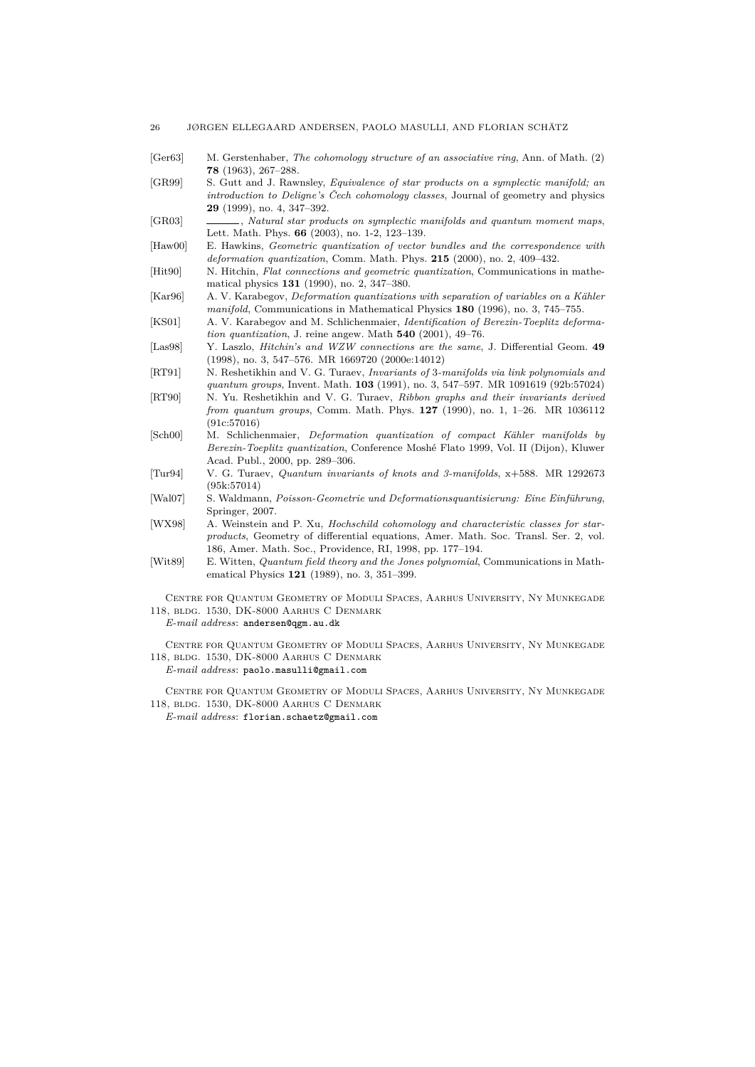[Ger63] M. Gerstenhaber, *The cohomology structure of an associative ring*, Ann. of Math. (2) **78** (1963), 267–288.

[GR99] S. Gutt and J. Rawnsley, *Equivalence of star products on a symplectic manifold; an introduction to Deligne's Čech cohomology classes*, Journal of geometry and physics **29** (1999), no. 4, 347–392.

[GR03] ———, *Natural star products on symplectic manifolds and quantum moment maps*, Lett. Math. Phys. **66** (2003), no. 1-2, 123–139.

[Haw00] E. Hawkins, *Geometric quantization of vector bundles and the correspondence with deformation quantization*, Comm. Math. Phys. **215** (2000), no. 2, 409–432.

[Hit90] N. Hitchin, *Flat connections and geometric quantization*, Communications in mathematical physics **131** (1990), no. 2, 347–380.

[Kar96] A. V. Karabegov, *Deformation quantizations with separation of variables on a Kähler manifold*, Communications in Mathematical Physics **180** (1996), no. 3, 745–755.

[KS01] A. V. Karabegov and M. Schlichenmaier, *Identification of Berezin-Toeplitz deformation quantization*, J. reine angew. Math **540** (2001), 49–76.

[Las98] Y. Laszlo, *Hitchin's and WZW connections are the same*, J. Differential Geom. **49** (1998), no. 3, 547–576. MR 1669720 (2000e:14012)

[RT91] N. Reshetikhin and V. G. Turaev, *Invariants of 3-manifolds via link polynomials and quantum groups*, Invent. Math. **103** (1991), no. 3, 547–597. MR 1091619 (92b:57024)

[RT90] N. Yu. Reshetikhin and V. G. Turaev, *Ribbon graphs and their invariants derived from quantum groups*, Comm. Math. Phys. **127** (1990), no. 1, 1–26. MR 1036112 (91c:57016)

[Sch00] M. Schlichenmaier, *Deformation quantization of compact Kähler manifolds by Berezin-Toeplitz quantization*, Conference Moshé Flato 1999, Vol. II (Dijon), Kluwer Acad. Publ., 2000, pp. 289–306.

[Tur94] V. G. Turaev, *Quantum invariants of knots and 3-manifolds*, x+588. MR 1292673 (95k:57014)

[Wal07] S. Waldmann, *Poisson-Geometrie und Deformationsquantisierung: Eine Einführung*, Springer, 2007.

[WX98] A. Weinstein and P. Xu, *Hochschild cohomology and characteristic classes for star-products*, Geometry of differential equations, Amer. Math. Soc. Transl. Ser. 2, vol. 186, Amer. Math. Soc., Providence, RI, 1998, pp. 177–194.

[Wit89] E. Witten, *Quantum field theory and the Jones polynomial*, Communications in Mathematical Physics **121** (1989), no. 3, 351–399.

Centre for Quantum Geometry of Moduli Spaces, Aarhus University, Ny Munkegade 118, bldg. 1530, DK-8000 Aarhus C Denmark
*E-mail address*: `andersen@qgm.au.dk`

Centre for Quantum Geometry of Moduli Spaces, Aarhus University, Ny Munkegade 118, bldg. 1530, DK-8000 Aarhus C Denmark
*E-mail address*: `paolo.masulli@gmail.com`

Centre for Quantum Geometry of Moduli Spaces, Aarhus University, Ny Munkegade 118, bldg. 1530, DK-8000 Aarhus C Denmark
*E-mail address*: `florian.schaetz@gmail.com`